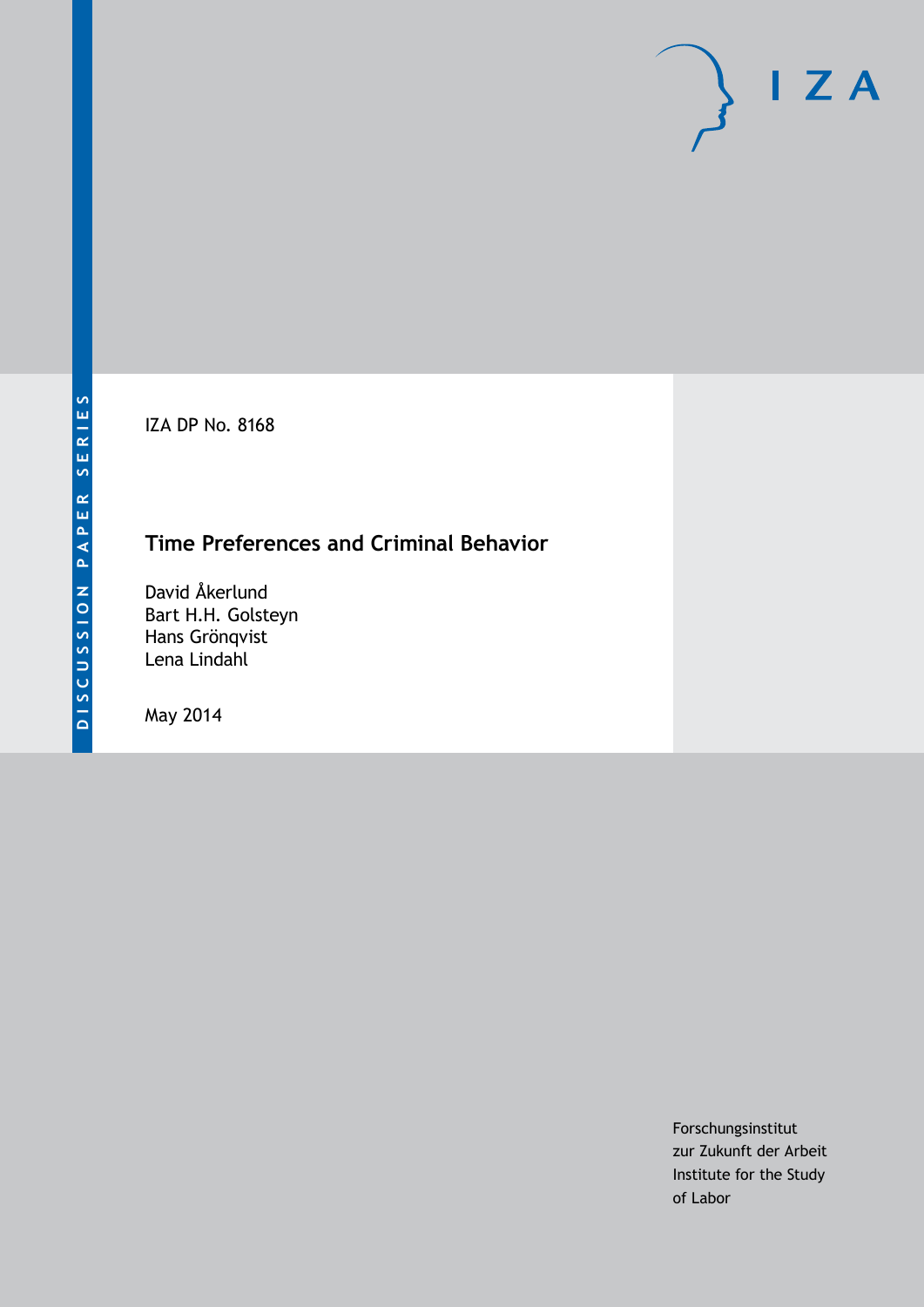DISCUSSION PAPER SERIES

IZA

IZA DP No. 8168

# Time Preferences and Criminal Behavior

David Åkerlund
Bart H.H. Golsteyn
Hans Grönqvist
Lena Lindahl

May 2014

Forschungsinstitut
zur Zukunft der Arbeit
Institute for the Study
of Labor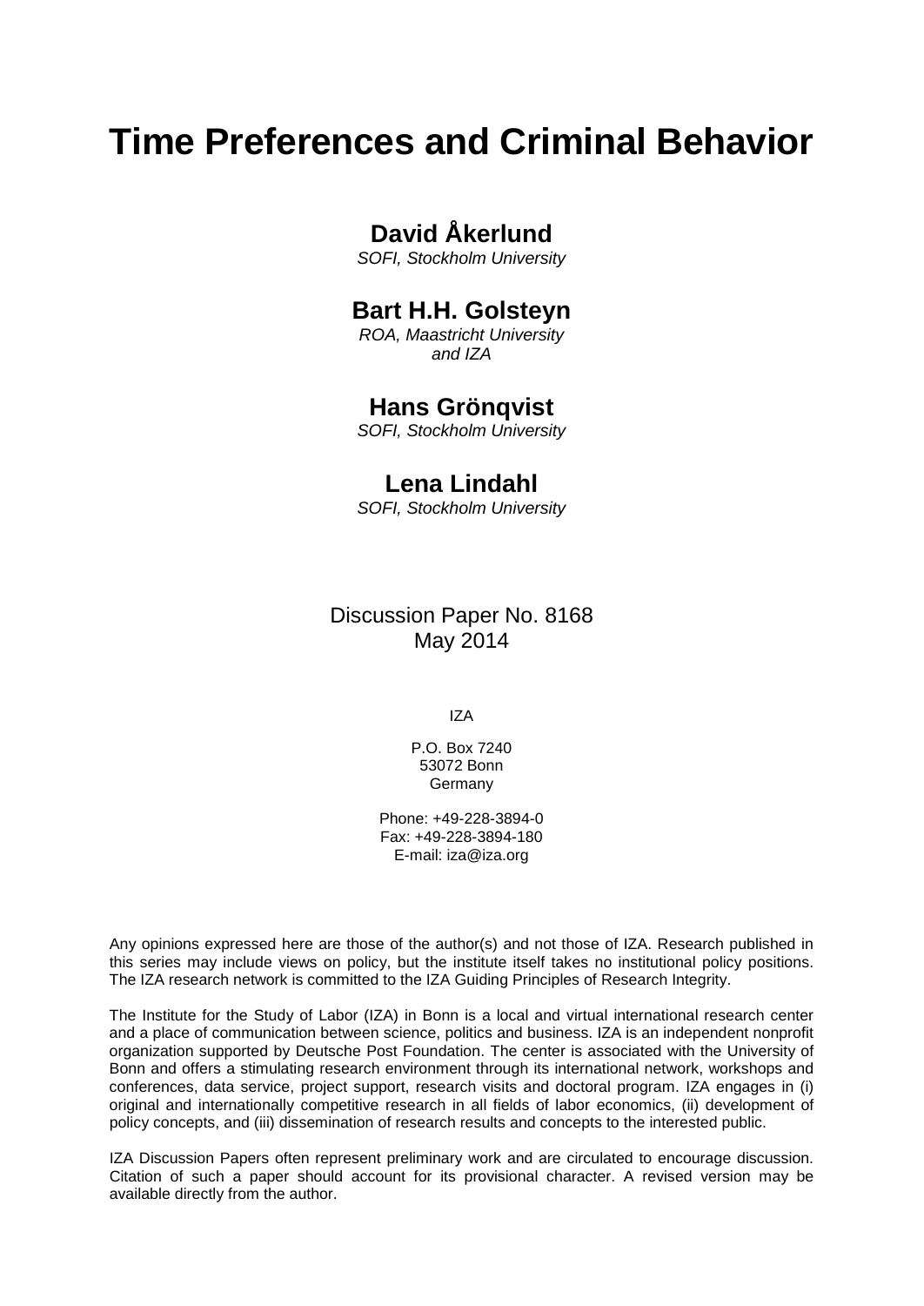# Time Preferences and Criminal Behavior

**David Åkerlund**
*SOFI, Stockholm University*

**Bart H.H. Golsteyn**
*ROA, Maastricht University and IZA*

**Hans Grönqvist**
*SOFI, Stockholm University*

**Lena Lindahl**
*SOFI, Stockholm University*

Discussion Paper No. 8168
May 2014

IZA

P.O. Box 7240
53072 Bonn
Germany

Phone: +49-228-3894-0
Fax: +49-228-3894-180
E-mail: iza@iza.org

Any opinions expressed here are those of the author(s) and not those of IZA. Research published in this series may include views on policy, but the institute itself takes no institutional policy positions. The IZA research network is committed to the IZA Guiding Principles of Research Integrity.

The Institute for the Study of Labor (IZA) in Bonn is a local and virtual international research center and a place of communication between science, politics and business. IZA is an independent nonprofit organization supported by Deutsche Post Foundation. The center is associated with the University of Bonn and offers a stimulating research environment through its international network, workshops and conferences, data service, project support, research visits and doctoral program. IZA engages in (i) original and internationally competitive research in all fields of labor economics, (ii) development of policy concepts, and (iii) dissemination of research results and concepts to the interested public.

IZA Discussion Papers often represent preliminary work and are circulated to encourage discussion. Citation of such a paper should account for its provisional character. A revised version may be available directly from the author.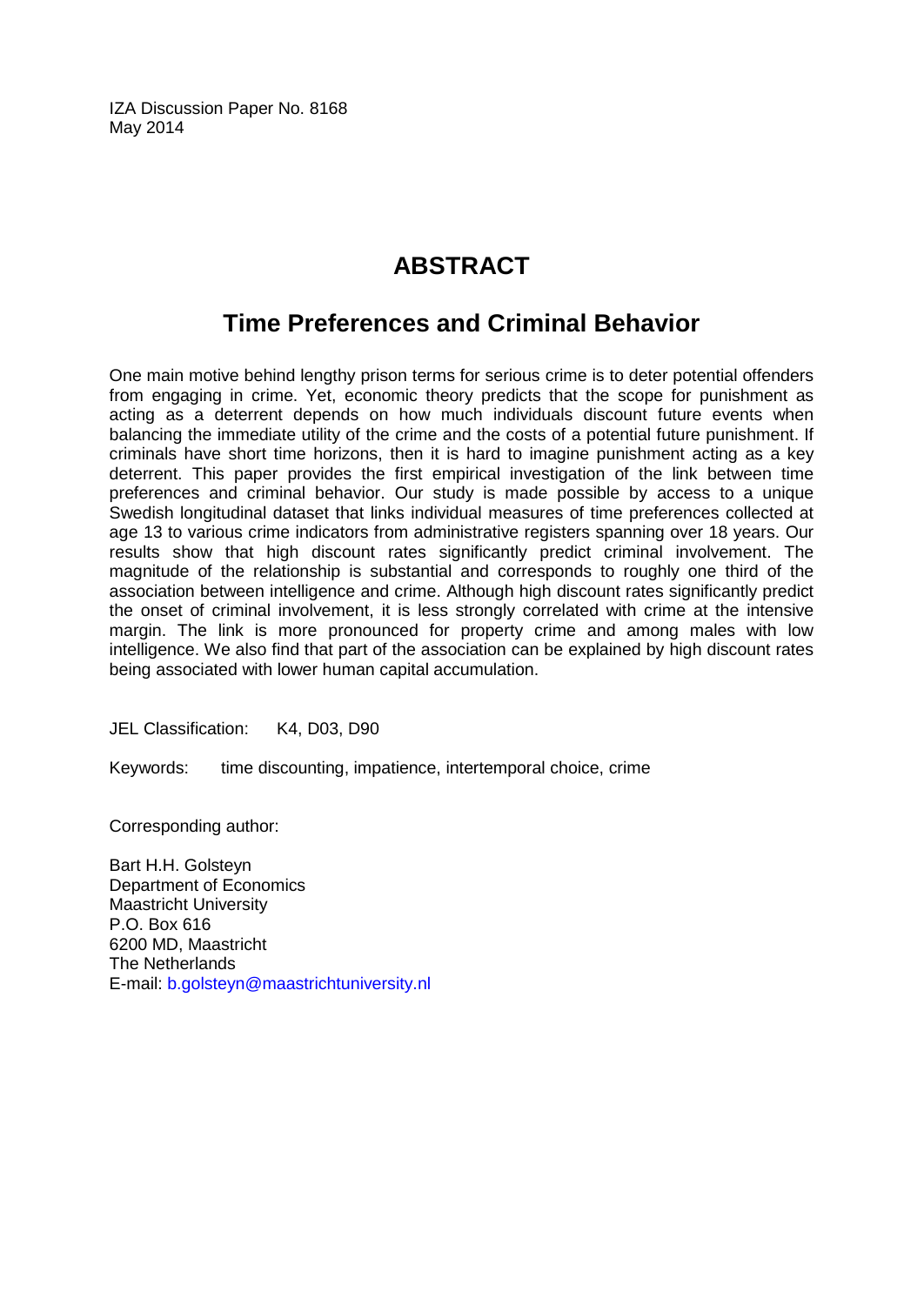IZA Discussion Paper No. 8168
May 2014

# ABSTRACT

## Time Preferences and Criminal Behavior

One main motive behind lengthy prison terms for serious crime is to deter potential offenders from engaging in crime. Yet, economic theory predicts that the scope for punishment as acting as a deterrent depends on how much individuals discount future events when balancing the immediate utility of the crime and the costs of a potential future punishment. If criminals have short time horizons, then it is hard to imagine punishment acting as a key deterrent. This paper provides the first empirical investigation of the link between time preferences and criminal behavior. Our study is made possible by access to a unique Swedish longitudinal dataset that links individual measures of time preferences collected at age 13 to various crime indicators from administrative registers spanning over 18 years. Our results show that high discount rates significantly predict criminal involvement. The magnitude of the relationship is substantial and corresponds to roughly one third of the association between intelligence and crime. Although high discount rates significantly predict the onset of criminal involvement, it is less strongly correlated with crime at the intensive margin. The link is more pronounced for property crime and among males with low intelligence. We also find that part of the association can be explained by high discount rates being associated with lower human capital accumulation.

JEL Classification: K4, D03, D90

Keywords: time discounting, impatience, intertemporal choice, crime

Corresponding author:

Bart H.H. Golsteyn
Department of Economics
Maastricht University
P.O. Box 616
6200 MD, Maastricht
The Netherlands
E-mail: b.golsteyn@maastrichtuniversity.nl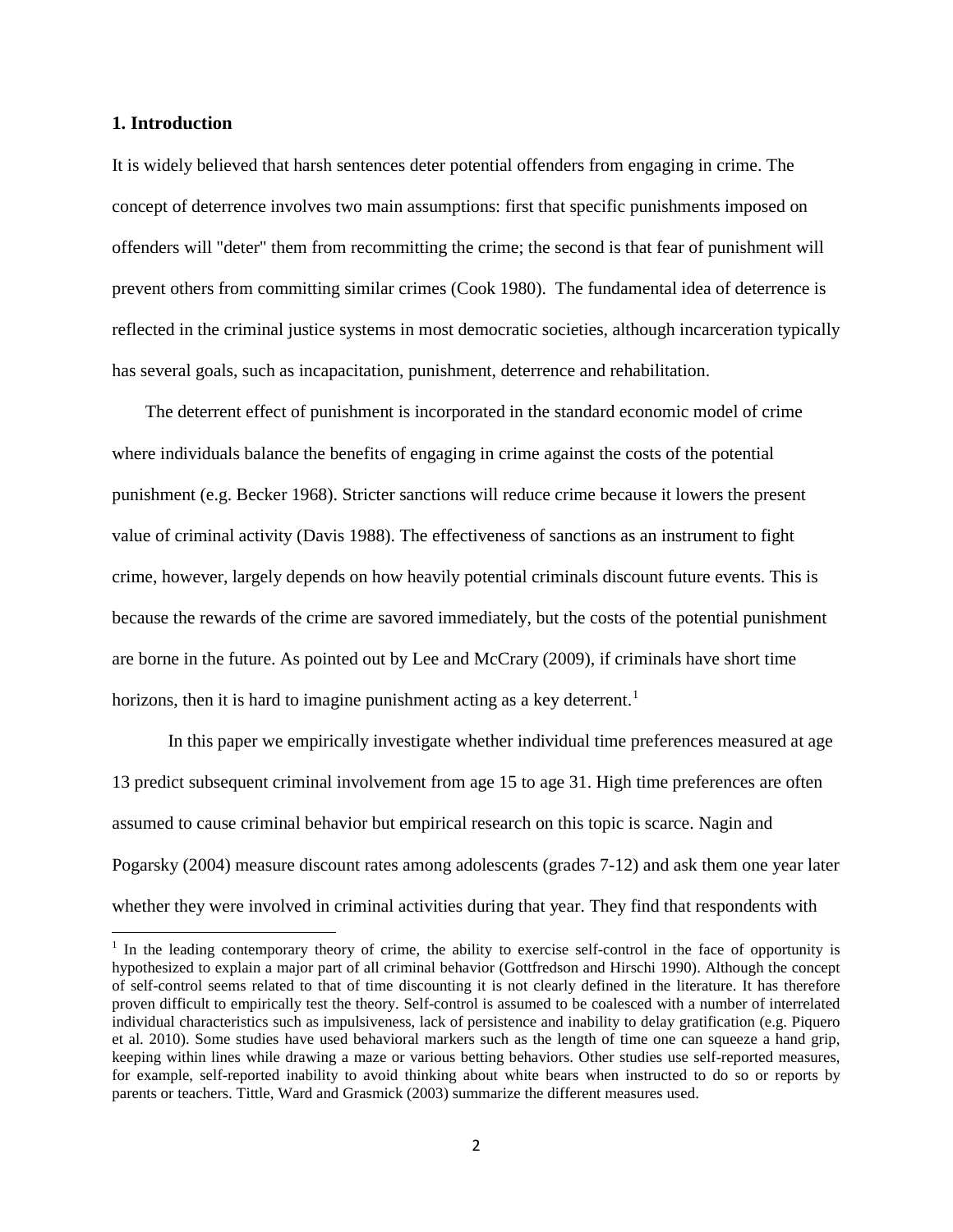## 1. Introduction

It is widely believed that harsh sentences deter potential offenders from engaging in crime. The concept of deterrence involves two main assumptions: first that specific punishments imposed on offenders will "deter" them from recommitting the crime; the second is that fear of punishment will prevent others from committing similar crimes (Cook 1980). The fundamental idea of deterrence is reflected in the criminal justice systems in most democratic societies, although incarceration typically has several goals, such as incapacitation, punishment, deterrence and rehabilitation.

The deterrent effect of punishment is incorporated in the standard economic model of crime where individuals balance the benefits of engaging in crime against the costs of the potential punishment (e.g. Becker 1968). Stricter sanctions will reduce crime because it lowers the present value of criminal activity (Davis 1988). The effectiveness of sanctions as an instrument to fight crime, however, largely depends on how heavily potential criminals discount future events. This is because the rewards of the crime are savored immediately, but the costs of the potential punishment are borne in the future. As pointed out by Lee and McCrary (2009), if criminals have short time horizons, then it is hard to imagine punishment acting as a key deterrent.[1]

In this paper we empirically investigate whether individual time preferences measured at age 13 predict subsequent criminal involvement from age 15 to age 31. High time preferences are often assumed to cause criminal behavior but empirical research on this topic is scarce. Nagin and Pogarsky (2004) measure discount rates among adolescents (grades 7-12) and ask them one year later whether they were involved in criminal activities during that year. They find that respondents with

[1] In the leading contemporary theory of crime, the ability to exercise self-control in the face of opportunity is hypothesized to explain a major part of all criminal behavior (Gottfredson and Hirschi 1990). Although the concept of self-control seems related to that of time discounting it is not clearly defined in the literature. It has therefore proven difficult to empirically test the theory. Self-control is assumed to be coalesced with a number of interrelated individual characteristics such as impulsiveness, lack of persistence and inability to delay gratification (e.g. Piquero et al. 2010). Some studies have used behavioral markers such as the length of time one can squeeze a hand grip, keeping within lines while drawing a maze or various betting behaviors. Other studies use self-reported measures, for example, self-reported inability to avoid thinking about white bears when instructed to do so or reports by parents or teachers. Tittle, Ward and Grasmick (2003) summarize the different measures used.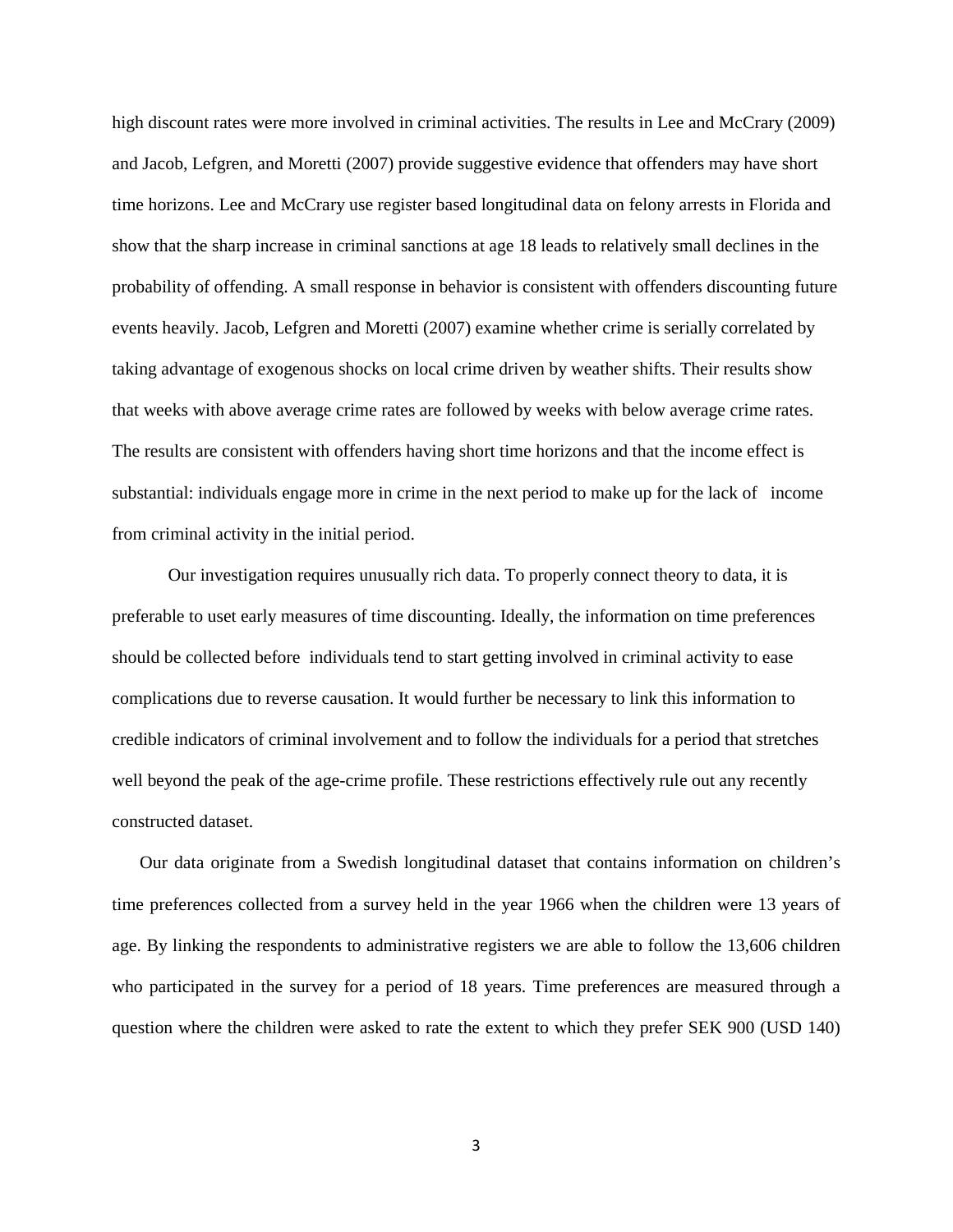high discount rates were more involved in criminal activities. The results in Lee and McCrary (2009) and Jacob, Lefgren, and Moretti (2007) provide suggestive evidence that offenders may have short time horizons. Lee and McCrary use register based longitudinal data on felony arrests in Florida and show that the sharp increase in criminal sanctions at age 18 leads to relatively small declines in the probability of offending. A small response in behavior is consistent with offenders discounting future events heavily. Jacob, Lefgren and Moretti (2007) examine whether crime is serially correlated by taking advantage of exogenous shocks on local crime driven by weather shifts. Their results show that weeks with above average crime rates are followed by weeks with below average crime rates. The results are consistent with offenders having short time horizons and that the income effect is substantial: individuals engage more in crime in the next period to make up for the lack of income from criminal activity in the initial period.

Our investigation requires unusually rich data. To properly connect theory to data, it is preferable to uset early measures of time discounting. Ideally, the information on time preferences should be collected before individuals tend to start getting involved in criminal activity to ease complications due to reverse causation. It would further be necessary to link this information to credible indicators of criminal involvement and to follow the individuals for a period that stretches well beyond the peak of the age-crime profile. These restrictions effectively rule out any recently constructed dataset.

Our data originate from a Swedish longitudinal dataset that contains information on children's time preferences collected from a survey held in the year 1966 when the children were 13 years of age. By linking the respondents to administrative registers we are able to follow the 13,606 children who participated in the survey for a period of 18 years. Time preferences are measured through a question where the children were asked to rate the extent to which they prefer SEK 900 (USD 140)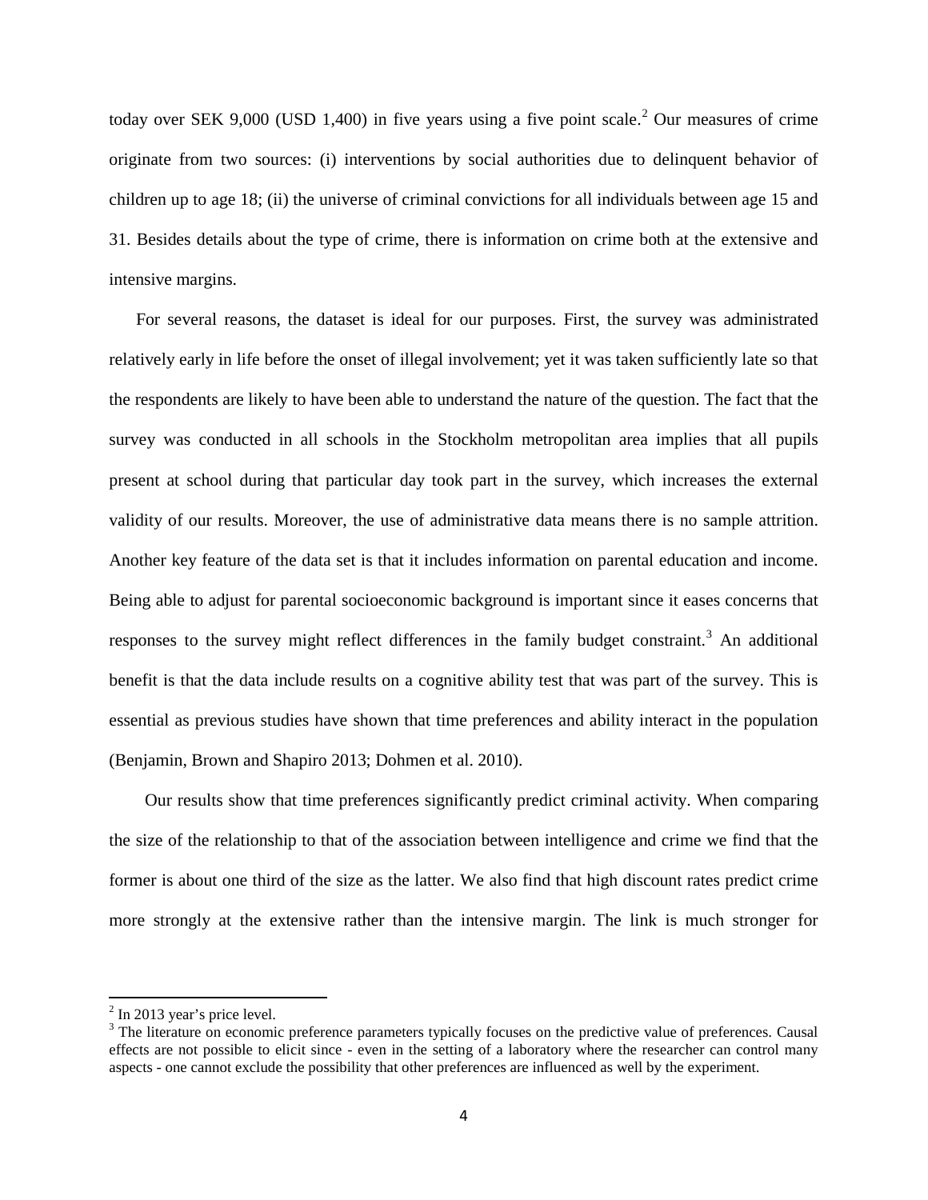today over SEK 9,000 (USD 1,400) in five years using a five point scale.[2] Our measures of crime originate from two sources: (i) interventions by social authorities due to delinquent behavior of children up to age 18; (ii) the universe of criminal convictions for all individuals between age 15 and 31. Besides details about the type of crime, there is information on crime both at the extensive and intensive margins.

For several reasons, the dataset is ideal for our purposes. First, the survey was administrated relatively early in life before the onset of illegal involvement; yet it was taken sufficiently late so that the respondents are likely to have been able to understand the nature of the question. The fact that the survey was conducted in all schools in the Stockholm metropolitan area implies that all pupils present at school during that particular day took part in the survey, which increases the external validity of our results. Moreover, the use of administrative data means there is no sample attrition. Another key feature of the data set is that it includes information on parental education and income. Being able to adjust for parental socioeconomic background is important since it eases concerns that responses to the survey might reflect differences in the family budget constraint.[3] An additional benefit is that the data include results on a cognitive ability test that was part of the survey. This is essential as previous studies have shown that time preferences and ability interact in the population (Benjamin, Brown and Shapiro 2013; Dohmen et al. 2010).

Our results show that time preferences significantly predict criminal activity. When comparing the size of the relationship to that of the association between intelligence and crime we find that the former is about one third of the size as the latter. We also find that high discount rates predict crime more strongly at the extensive rather than the intensive margin. The link is much stronger for

---

[2] In 2013 year's price level.

[3] The literature on economic preference parameters typically focuses on the predictive value of preferences. Causal effects are not possible to elicit since - even in the setting of a laboratory where the researcher can control many aspects - one cannot exclude the possibility that other preferences are influenced as well by the experiment.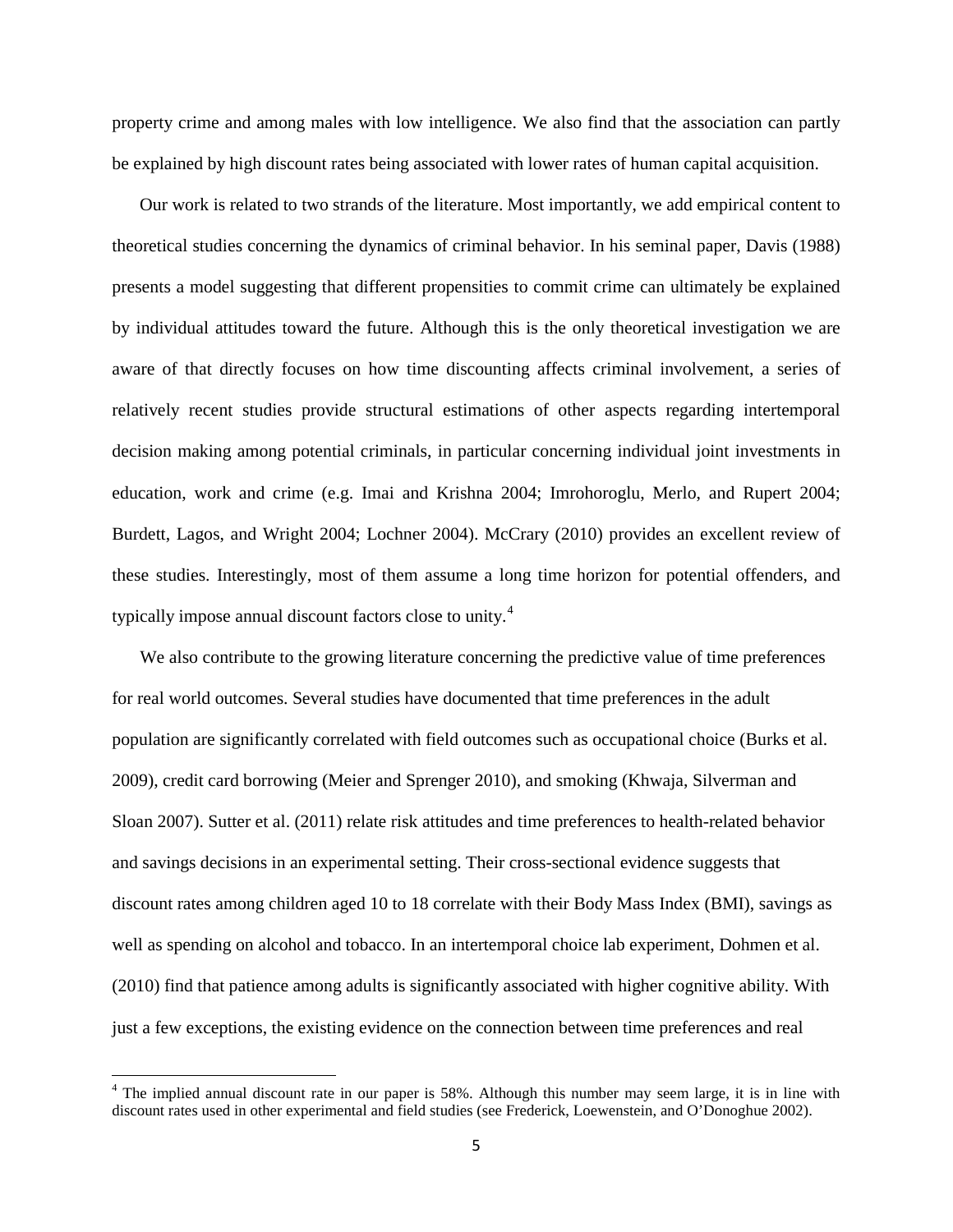property crime and among males with low intelligence. We also find that the association can partly be explained by high discount rates being associated with lower rates of human capital acquisition.

Our work is related to two strands of the literature. Most importantly, we add empirical content to theoretical studies concerning the dynamics of criminal behavior. In his seminal paper, Davis (1988) presents a model suggesting that different propensities to commit crime can ultimately be explained by individual attitudes toward the future. Although this is the only theoretical investigation we are aware of that directly focuses on how time discounting affects criminal involvement, a series of relatively recent studies provide structural estimations of other aspects regarding intertemporal decision making among potential criminals, in particular concerning individual joint investments in education, work and crime (e.g. Imai and Krishna 2004; Imrohoroglu, Merlo, and Rupert 2004; Burdett, Lagos, and Wright 2004; Lochner 2004). McCrary (2010) provides an excellent review of these studies. Interestingly, most of them assume a long time horizon for potential offenders, and typically impose annual discount factors close to unity.[4]

We also contribute to the growing literature concerning the predictive value of time preferences for real world outcomes. Several studies have documented that time preferences in the adult population are significantly correlated with field outcomes such as occupational choice (Burks et al. 2009), credit card borrowing (Meier and Sprenger 2010), and smoking (Khwaja, Silverman and Sloan 2007). Sutter et al. (2011) relate risk attitudes and time preferences to health-related behavior and savings decisions in an experimental setting. Their cross-sectional evidence suggests that discount rates among children aged 10 to 18 correlate with their Body Mass Index (BMI), savings as well as spending on alcohol and tobacco. In an intertemporal choice lab experiment, Dohmen et al. (2010) find that patience among adults is significantly associated with higher cognitive ability. With just a few exceptions, the existing evidence on the connection between time preferences and real

[4] The implied annual discount rate in our paper is 58%. Although this number may seem large, it is in line with discount rates used in other experimental and field studies (see Frederick, Loewenstein, and O'Donoghue 2002).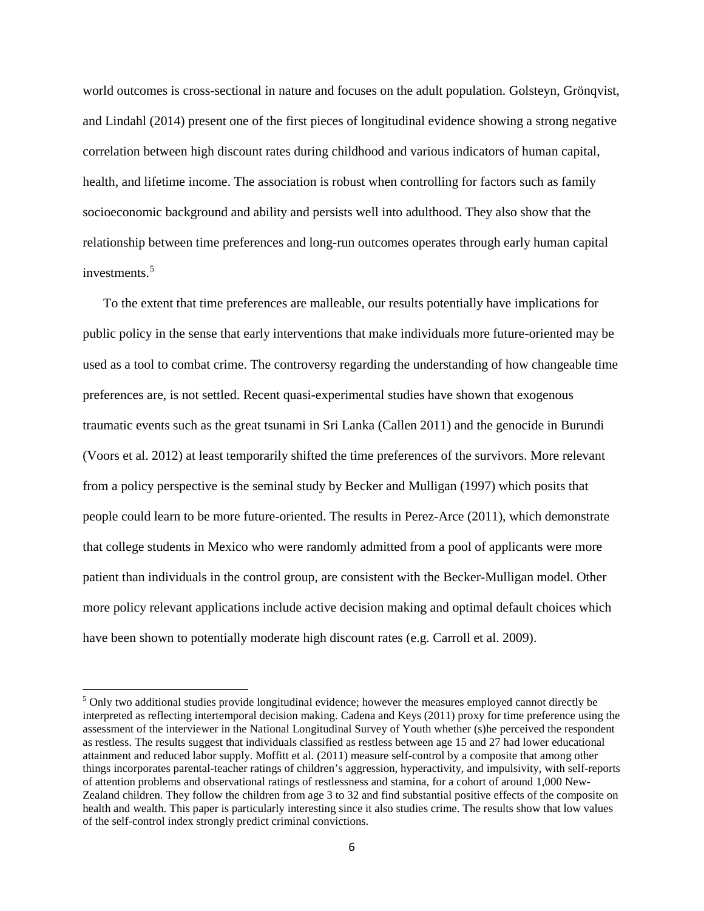world outcomes is cross-sectional in nature and focuses on the adult population. Golsteyn, Grönqvist, and Lindahl (2014) present one of the first pieces of longitudinal evidence showing a strong negative correlation between high discount rates during childhood and various indicators of human capital, health, and lifetime income. The association is robust when controlling for factors such as family socioeconomic background and ability and persists well into adulthood. They also show that the relationship between time preferences and long-run outcomes operates through early human capital investments.[5]

To the extent that time preferences are malleable, our results potentially have implications for public policy in the sense that early interventions that make individuals more future-oriented may be used as a tool to combat crime. The controversy regarding the understanding of how changeable time preferences are, is not settled. Recent quasi-experimental studies have shown that exogenous traumatic events such as the great tsunami in Sri Lanka (Callen 2011) and the genocide in Burundi (Voors et al. 2012) at least temporarily shifted the time preferences of the survivors. More relevant from a policy perspective is the seminal study by Becker and Mulligan (1997) which posits that people could learn to be more future-oriented. The results in Perez-Arce (2011), which demonstrate that college students in Mexico who were randomly admitted from a pool of applicants were more patient than individuals in the control group, are consistent with the Becker-Mulligan model. Other more policy relevant applications include active decision making and optimal default choices which have been shown to potentially moderate high discount rates (e.g. Carroll et al. 2009).

[5] Only two additional studies provide longitudinal evidence; however the measures employed cannot directly be interpreted as reflecting intertemporal decision making. Cadena and Keys (2011) proxy for time preference using the assessment of the interviewer in the National Longitudinal Survey of Youth whether (s)he perceived the respondent as restless. The results suggest that individuals classified as restless between age 15 and 27 had lower educational attainment and reduced labor supply. Moffitt et al. (2011) measure self-control by a composite that among other things incorporates parental-teacher ratings of children's aggression, hyperactivity, and impulsivity, with self-reports of attention problems and observational ratings of restlessness and stamina, for a cohort of around 1,000 New-Zealand children. They follow the children from age 3 to 32 and find substantial positive effects of the composite on health and wealth. This paper is particularly interesting since it also studies crime. The results show that low values of the self-control index strongly predict criminal convictions.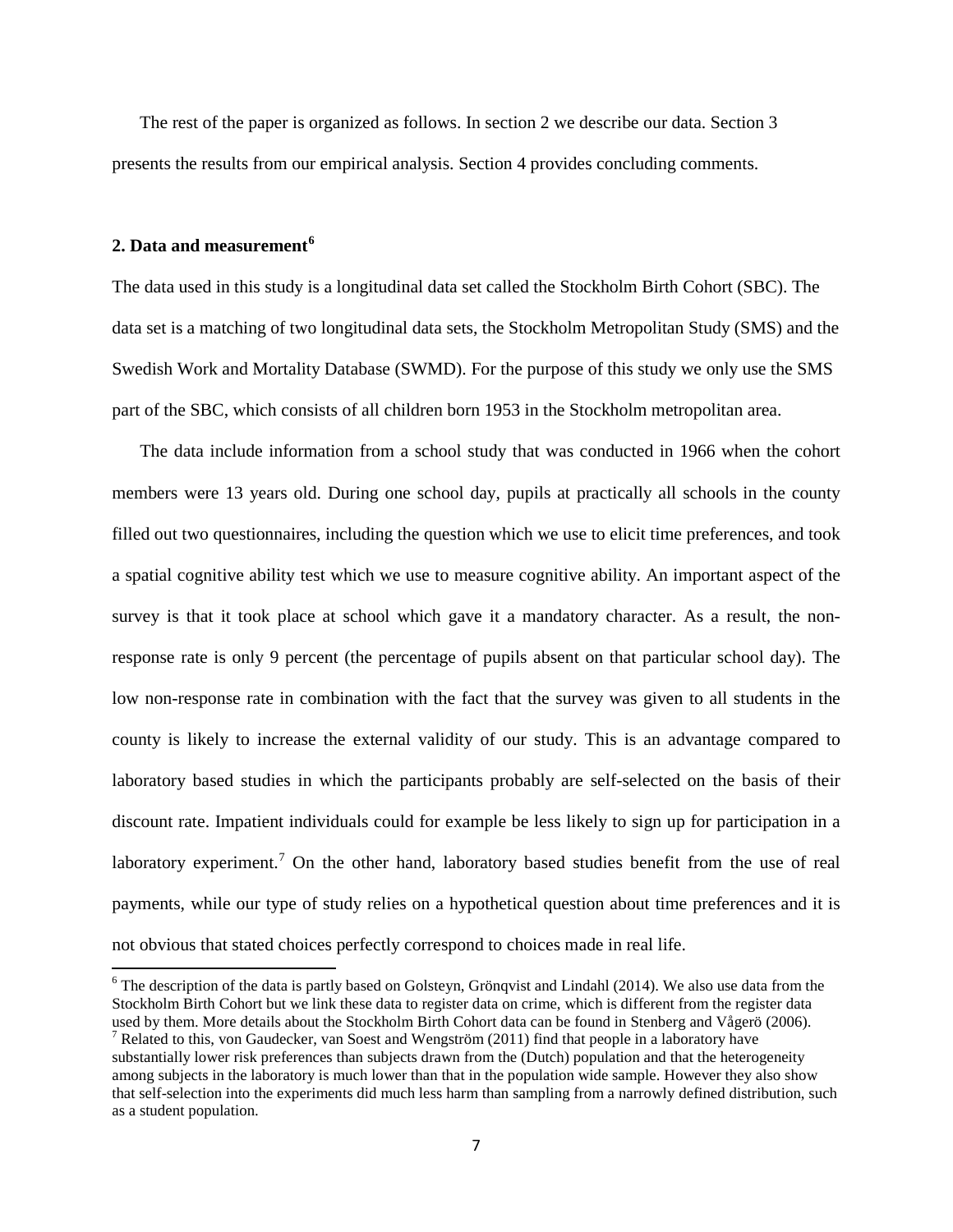The rest of the paper is organized as follows. In section 2 we describe our data. Section 3 presents the results from our empirical analysis. Section 4 provides concluding comments.

## 2. Data and measurement[6]

The data used in this study is a longitudinal data set called the Stockholm Birth Cohort (SBC). The data set is a matching of two longitudinal data sets, the Stockholm Metropolitan Study (SMS) and the Swedish Work and Mortality Database (SWMD). For the purpose of this study we only use the SMS part of the SBC, which consists of all children born 1953 in the Stockholm metropolitan area.

The data include information from a school study that was conducted in 1966 when the cohort members were 13 years old. During one school day, pupils at practically all schools in the county filled out two questionnaires, including the question which we use to elicit time preferences, and took a spatial cognitive ability test which we use to measure cognitive ability. An important aspect of the survey is that it took place at school which gave it a mandatory character. As a result, the non-response rate is only 9 percent (the percentage of pupils absent on that particular school day). The low non-response rate in combination with the fact that the survey was given to all students in the county is likely to increase the external validity of our study. This is an advantage compared to laboratory based studies in which the participants probably are self-selected on the basis of their discount rate. Impatient individuals could for example be less likely to sign up for participation in a laboratory experiment.[7] On the other hand, laboratory based studies benefit from the use of real payments, while our type of study relies on a hypothetical question about time preferences and it is not obvious that stated choices perfectly correspond to choices made in real life.

[6] The description of the data is partly based on Golsteyn, Grönqvist and Lindahl (2014). We also use data from the Stockholm Birth Cohort but we link these data to register data on crime, which is different from the register data used by them. More details about the Stockholm Birth Cohort data can be found in Stenberg and Vågerö (2006).

[7] Related to this, von Gaudecker, van Soest and Wengström (2011) find that people in a laboratory have substantially lower risk preferences than subjects drawn from the (Dutch) population and that the heterogeneity among subjects in the laboratory is much lower than that in the population wide sample. However they also show that self-selection into the experiments did much less harm than sampling from a narrowly defined distribution, such as a student population.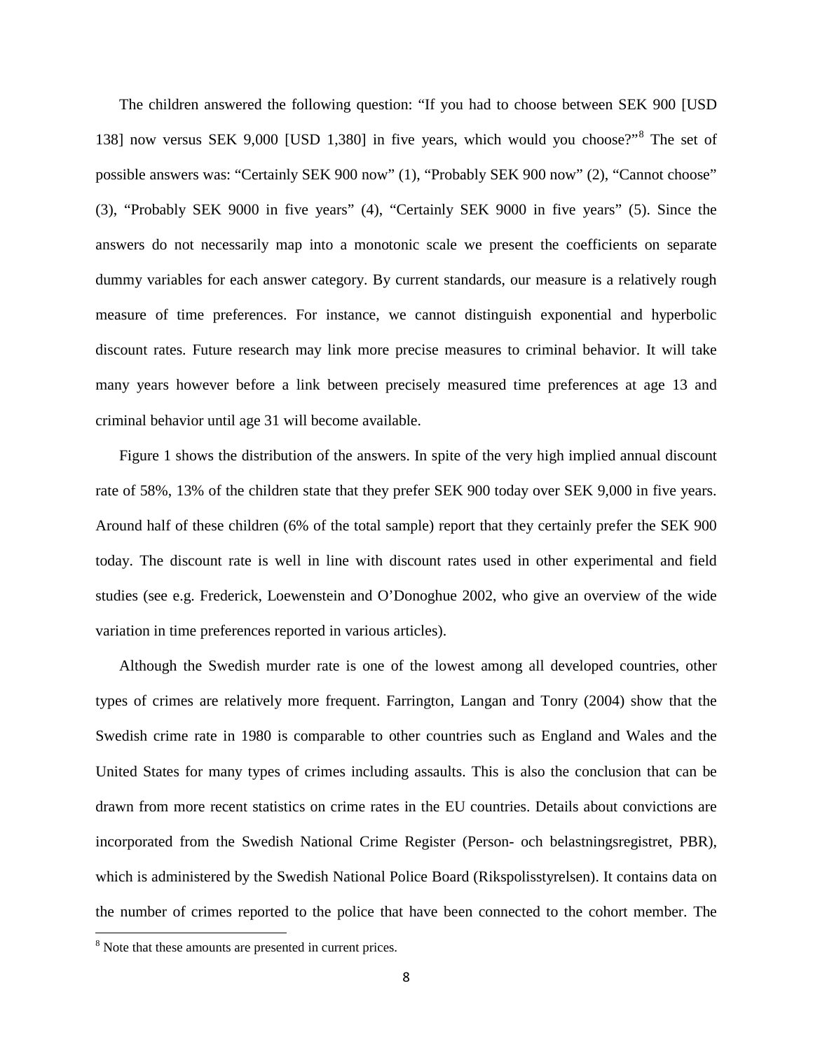The children answered the following question: "If you had to choose between SEK 900 [USD 138] now versus SEK 9,000 [USD 1,380] in five years, which would you choose?"[8] The set of possible answers was: "Certainly SEK 900 now" (1), "Probably SEK 900 now" (2), "Cannot choose" (3), "Probably SEK 9000 in five years" (4), "Certainly SEK 9000 in five years" (5). Since the answers do not necessarily map into a monotonic scale we present the coefficients on separate dummy variables for each answer category. By current standards, our measure is a relatively rough measure of time preferences. For instance, we cannot distinguish exponential and hyperbolic discount rates. Future research may link more precise measures to criminal behavior. It will take many years however before a link between precisely measured time preferences at age 13 and criminal behavior until age 31 will become available.

Figure 1 shows the distribution of the answers. In spite of the very high implied annual discount rate of 58%, 13% of the children state that they prefer SEK 900 today over SEK 9,000 in five years. Around half of these children (6% of the total sample) report that they certainly prefer the SEK 900 today. The discount rate is well in line with discount rates used in other experimental and field studies (see e.g. Frederick, Loewenstein and O'Donoghue 2002, who give an overview of the wide variation in time preferences reported in various articles).

Although the Swedish murder rate is one of the lowest among all developed countries, other types of crimes are relatively more frequent. Farrington, Langan and Tonry (2004) show that the Swedish crime rate in 1980 is comparable to other countries such as England and Wales and the United States for many types of crimes including assaults. This is also the conclusion that can be drawn from more recent statistics on crime rates in the EU countries. Details about convictions are incorporated from the Swedish National Crime Register (Person- och belastningsregistret, PBR), which is administered by the Swedish National Police Board (Rikspolisstyrelsen). It contains data on the number of crimes reported to the police that have been connected to the cohort member. The

[8] Note that these amounts are presented in current prices.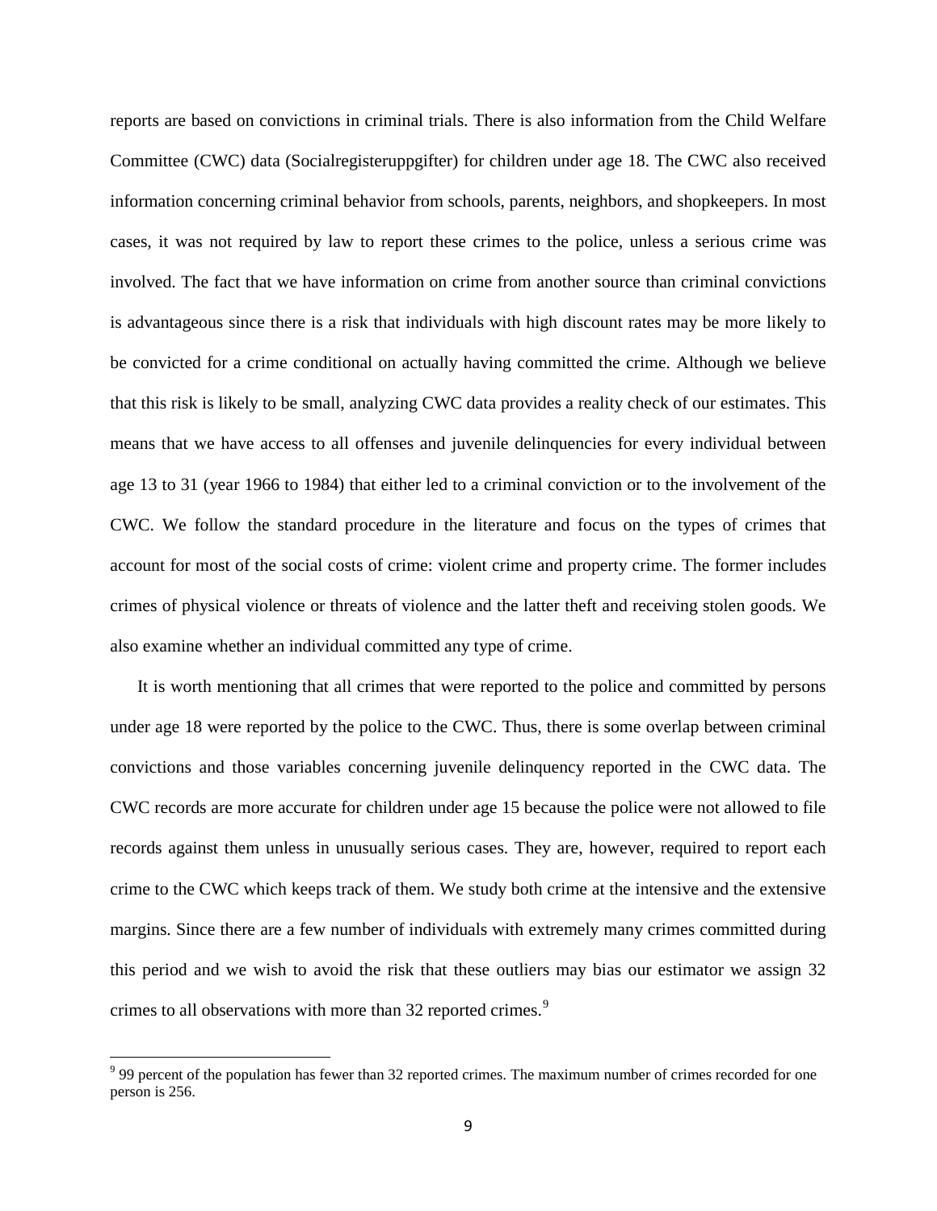reports are based on convictions in criminal trials. There is also information from the Child Welfare Committee (CWC) data (Socialregisteruppgifter) for children under age 18. The CWC also received information concerning criminal behavior from schools, parents, neighbors, and shopkeepers. In most cases, it was not required by law to report these crimes to the police, unless a serious crime was involved. The fact that we have information on crime from another source than criminal convictions is advantageous since there is a risk that individuals with high discount rates may be more likely to be convicted for a crime conditional on actually having committed the crime. Although we believe that this risk is likely to be small, analyzing CWC data provides a reality check of our estimates. This means that we have access to all offenses and juvenile delinquencies for every individual between age 13 to 31 (year 1966 to 1984) that either led to a criminal conviction or to the involvement of the CWC. We follow the standard procedure in the literature and focus on the types of crimes that account for most of the social costs of crime: violent crime and property crime. The former includes crimes of physical violence or threats of violence and the latter theft and receiving stolen goods. We also examine whether an individual committed any type of crime.

It is worth mentioning that all crimes that were reported to the police and committed by persons under age 18 were reported by the police to the CWC. Thus, there is some overlap between criminal convictions and those variables concerning juvenile delinquency reported in the CWC data. The CWC records are more accurate for children under age 15 because the police were not allowed to file records against them unless in unusually serious cases. They are, however, required to report each crime to the CWC which keeps track of them. We study both crime at the intensive and the extensive margins. Since there are a few number of individuals with extremely many crimes committed during this period and we wish to avoid the risk that these outliers may bias our estimator we assign 32 crimes to all observations with more than 32 reported crimes.[9]

[9] 99 percent of the population has fewer than 32 reported crimes. The maximum number of crimes recorded for one person is 256.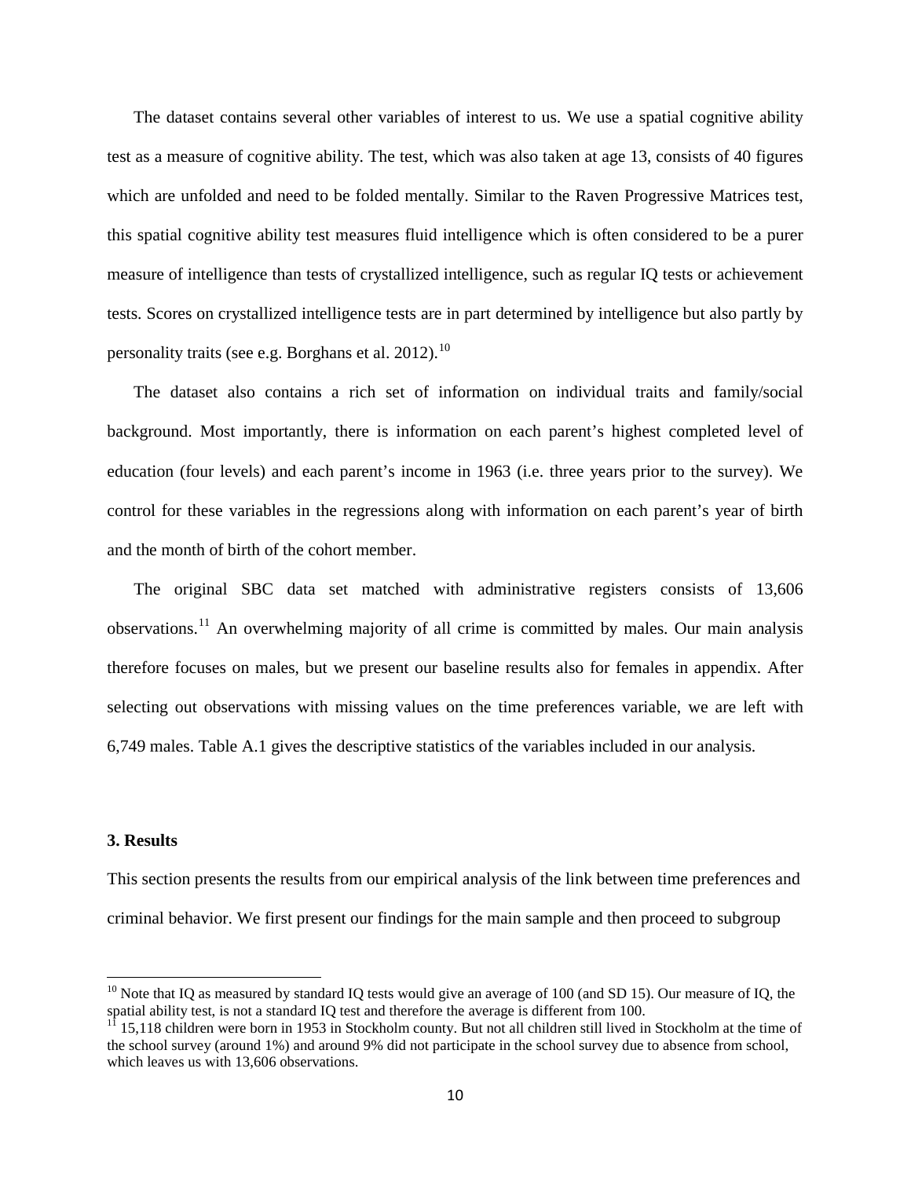The dataset contains several other variables of interest to us. We use a spatial cognitive ability test as a measure of cognitive ability. The test, which was also taken at age 13, consists of 40 figures which are unfolded and need to be folded mentally. Similar to the Raven Progressive Matrices test, this spatial cognitive ability test measures fluid intelligence which is often considered to be a purer measure of intelligence than tests of crystallized intelligence, such as regular IQ tests or achievement tests. Scores on crystallized intelligence tests are in part determined by intelligence but also partly by personality traits (see e.g. Borghans et al. 2012).[10]

The dataset also contains a rich set of information on individual traits and family/social background. Most importantly, there is information on each parent's highest completed level of education (four levels) and each parent's income in 1963 (i.e. three years prior to the survey). We control for these variables in the regressions along with information on each parent's year of birth and the month of birth of the cohort member.

The original SBC data set matched with administrative registers consists of 13,606 observations.[11] An overwhelming majority of all crime is committed by males. Our main analysis therefore focuses on males, but we present our baseline results also for females in appendix. After selecting out observations with missing values on the time preferences variable, we are left with 6,749 males. Table A.1 gives the descriptive statistics of the variables included in our analysis.

## 3. Results

This section presents the results from our empirical analysis of the link between time preferences and criminal behavior. We first present our findings for the main sample and then proceed to subgroup

[10] Note that IQ as measured by standard IQ tests would give an average of 100 (and SD 15). Our measure of IQ, the spatial ability test, is not a standard IQ test and therefore the average is different from 100.

[11] 15,118 children were born in 1953 in Stockholm county. But not all children still lived in Stockholm at the time of the school survey (around 1%) and around 9% did not participate in the school survey due to absence from school, which leaves us with 13,606 observations.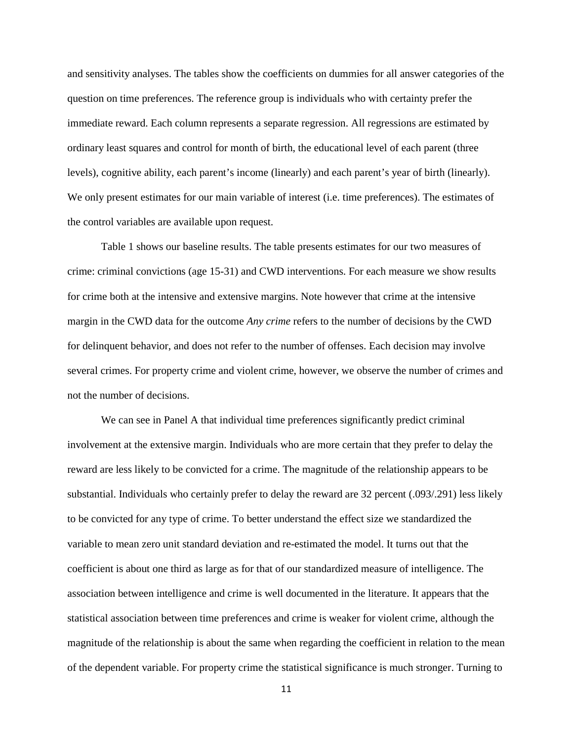and sensitivity analyses. The tables show the coefficients on dummies for all answer categories of the question on time preferences. The reference group is individuals who with certainty prefer the immediate reward. Each column represents a separate regression. All regressions are estimated by ordinary least squares and control for month of birth, the educational level of each parent (three levels), cognitive ability, each parent's income (linearly) and each parent's year of birth (linearly). We only present estimates for our main variable of interest (i.e. time preferences). The estimates of the control variables are available upon request.

Table 1 shows our baseline results. The table presents estimates for our two measures of crime: criminal convictions (age 15-31) and CWD interventions. For each measure we show results for crime both at the intensive and extensive margins. Note however that crime at the intensive margin in the CWD data for the outcome *Any crime* refers to the number of decisions by the CWD for delinquent behavior, and does not refer to the number of offenses. Each decision may involve several crimes. For property crime and violent crime, however, we observe the number of crimes and not the number of decisions.

We can see in Panel A that individual time preferences significantly predict criminal involvement at the extensive margin. Individuals who are more certain that they prefer to delay the reward are less likely to be convicted for a crime. The magnitude of the relationship appears to be substantial. Individuals who certainly prefer to delay the reward are 32 percent (.093/.291) less likely to be convicted for any type of crime. To better understand the effect size we standardized the variable to mean zero unit standard deviation and re-estimated the model. It turns out that the coefficient is about one third as large as for that of our standardized measure of intelligence. The association between intelligence and crime is well documented in the literature. It appears that the statistical association between time preferences and crime is weaker for violent crime, although the magnitude of the relationship is about the same when regarding the coefficient in relation to the mean of the dependent variable. For property crime the statistical significance is much stronger. Turning to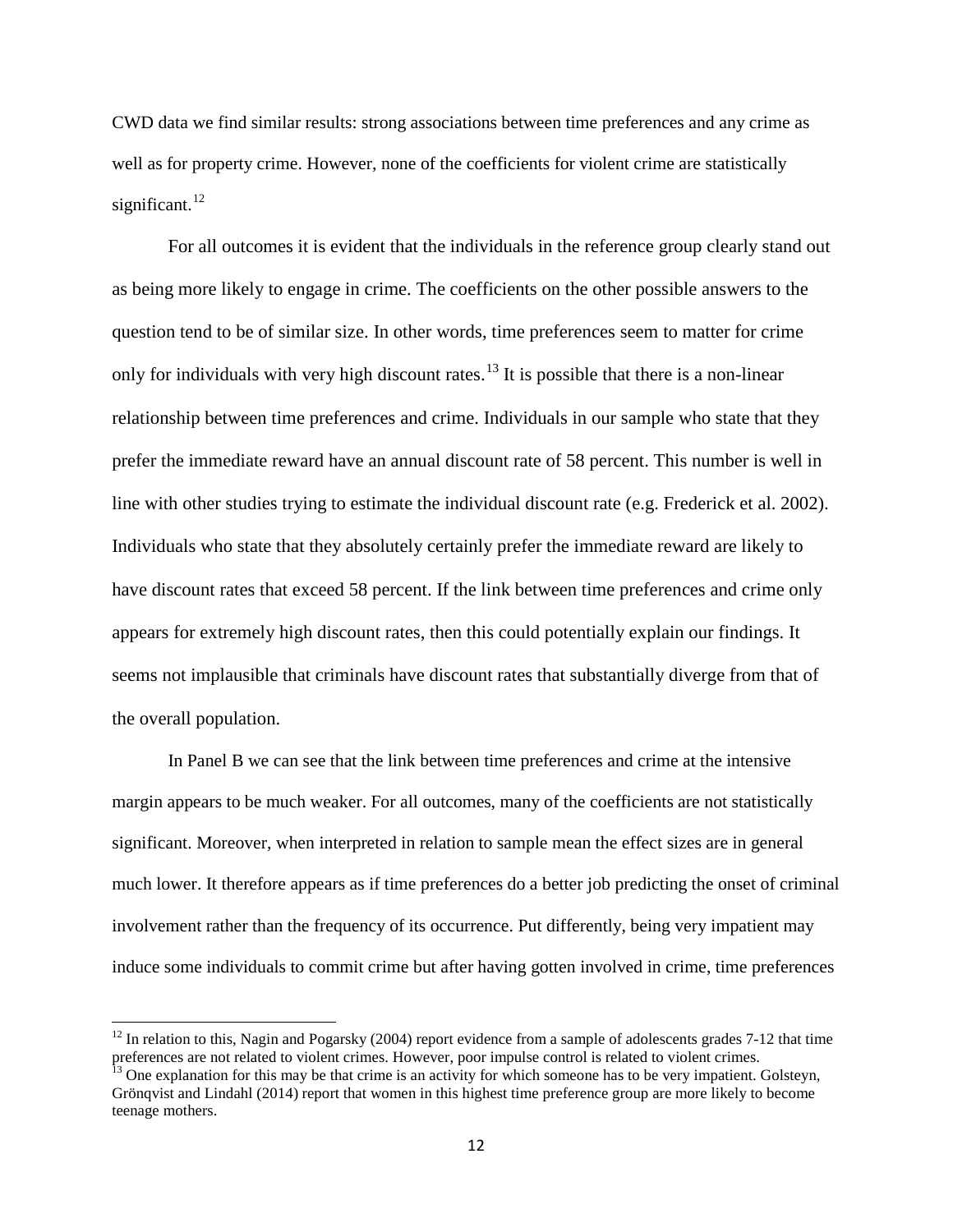CWD data we find similar results: strong associations between time preferences and any crime as well as for property crime. However, none of the coefficients for violent crime are statistically significant.[12]

For all outcomes it is evident that the individuals in the reference group clearly stand out as being more likely to engage in crime. The coefficients on the other possible answers to the question tend to be of similar size. In other words, time preferences seem to matter for crime only for individuals with very high discount rates.[13] It is possible that there is a non-linear relationship between time preferences and crime. Individuals in our sample who state that they prefer the immediate reward have an annual discount rate of 58 percent. This number is well in line with other studies trying to estimate the individual discount rate (e.g. Frederick et al. 2002). Individuals who state that they absolutely certainly prefer the immediate reward are likely to have discount rates that exceed 58 percent. If the link between time preferences and crime only appears for extremely high discount rates, then this could potentially explain our findings. It seems not implausible that criminals have discount rates that substantially diverge from that of the overall population.

In Panel B we can see that the link between time preferences and crime at the intensive margin appears to be much weaker. For all outcomes, many of the coefficients are not statistically significant. Moreover, when interpreted in relation to sample mean the effect sizes are in general much lower. It therefore appears as if time preferences do a better job predicting the onset of criminal involvement rather than the frequency of its occurrence. Put differently, being very impatient may induce some individuals to commit crime but after having gotten involved in crime, time preferences

---

[12] In relation to this, Nagin and Pogarsky (2004) report evidence from a sample of adolescents grades 7-12 that time preferences are not related to violent crimes. However, poor impulse control is related to violent crimes.

[13] One explanation for this may be that crime is an activity for which someone has to be very impatient. Golsteyn, Grönqvist and Lindahl (2014) report that women in this highest time preference group are more likely to become teenage mothers.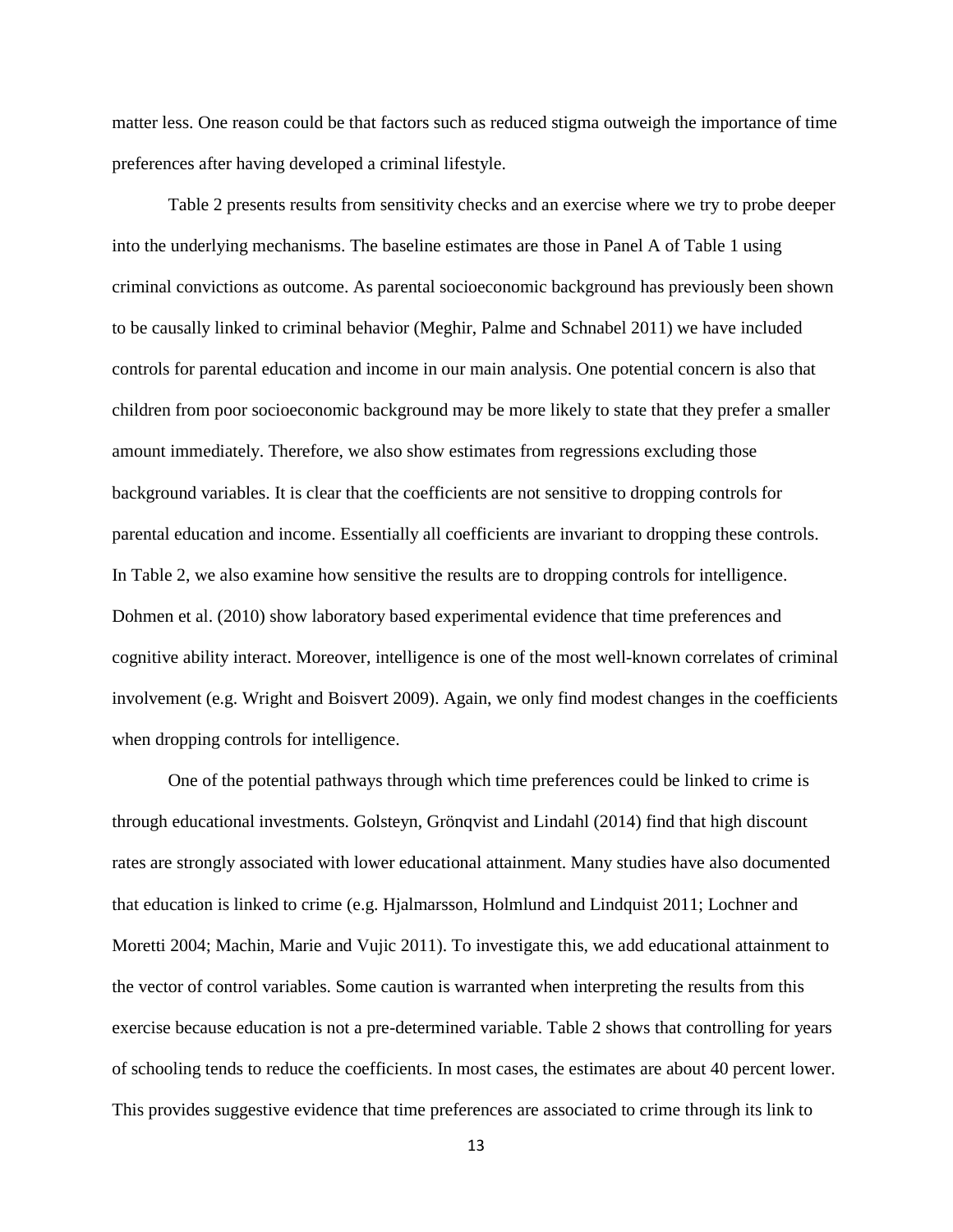matter less. One reason could be that factors such as reduced stigma outweigh the importance of time preferences after having developed a criminal lifestyle.

Table 2 presents results from sensitivity checks and an exercise where we try to probe deeper into the underlying mechanisms. The baseline estimates are those in Panel A of Table 1 using criminal convictions as outcome. As parental socioeconomic background has previously been shown to be causally linked to criminal behavior (Meghir, Palme and Schnabel 2011) we have included controls for parental education and income in our main analysis. One potential concern is also that children from poor socioeconomic background may be more likely to state that they prefer a smaller amount immediately. Therefore, we also show estimates from regressions excluding those background variables. It is clear that the coefficients are not sensitive to dropping controls for parental education and income. Essentially all coefficients are invariant to dropping these controls. In Table 2, we also examine how sensitive the results are to dropping controls for intelligence. Dohmen et al. (2010) show laboratory based experimental evidence that time preferences and cognitive ability interact. Moreover, intelligence is one of the most well-known correlates of criminal involvement (e.g. Wright and Boisvert 2009). Again, we only find modest changes in the coefficients when dropping controls for intelligence.

One of the potential pathways through which time preferences could be linked to crime is through educational investments. Golsteyn, Grönqvist and Lindahl (2014) find that high discount rates are strongly associated with lower educational attainment. Many studies have also documented that education is linked to crime (e.g. Hjalmarsson, Holmlund and Lindquist 2011; Lochner and Moretti 2004; Machin, Marie and Vujic 2011). To investigate this, we add educational attainment to the vector of control variables. Some caution is warranted when interpreting the results from this exercise because education is not a pre-determined variable. Table 2 shows that controlling for years of schooling tends to reduce the coefficients. In most cases, the estimates are about 40 percent lower. This provides suggestive evidence that time preferences are associated to crime through its link to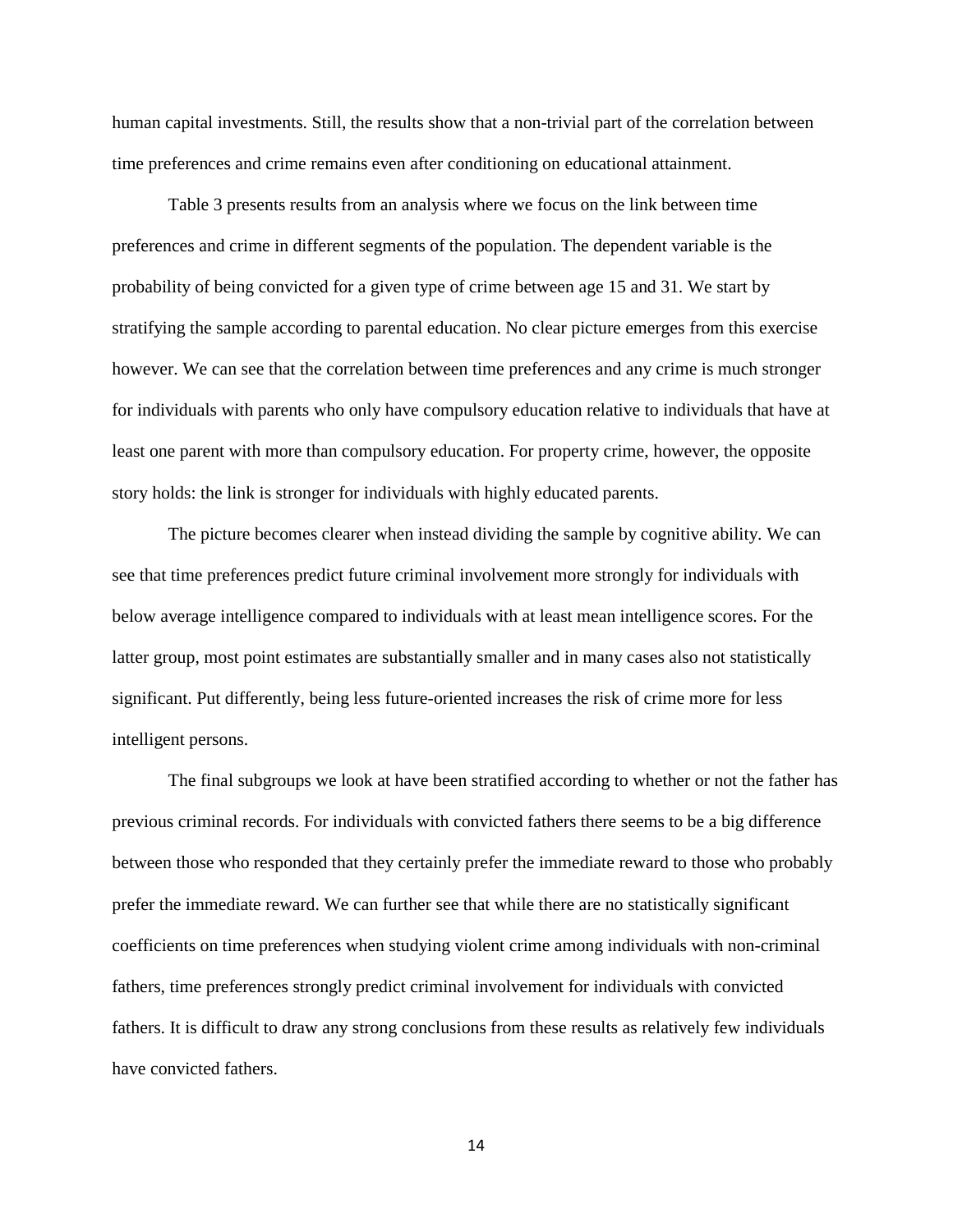human capital investments. Still, the results show that a non-trivial part of the correlation between time preferences and crime remains even after conditioning on educational attainment.

Table 3 presents results from an analysis where we focus on the link between time preferences and crime in different segments of the population. The dependent variable is the probability of being convicted for a given type of crime between age 15 and 31. We start by stratifying the sample according to parental education. No clear picture emerges from this exercise however. We can see that the correlation between time preferences and any crime is much stronger for individuals with parents who only have compulsory education relative to individuals that have at least one parent with more than compulsory education. For property crime, however, the opposite story holds: the link is stronger for individuals with highly educated parents.

The picture becomes clearer when instead dividing the sample by cognitive ability. We can see that time preferences predict future criminal involvement more strongly for individuals with below average intelligence compared to individuals with at least mean intelligence scores. For the latter group, most point estimates are substantially smaller and in many cases also not statistically significant. Put differently, being less future-oriented increases the risk of crime more for less intelligent persons.

The final subgroups we look at have been stratified according to whether or not the father has previous criminal records. For individuals with convicted fathers there seems to be a big difference between those who responded that they certainly prefer the immediate reward to those who probably prefer the immediate reward. We can further see that while there are no statistically significant coefficients on time preferences when studying violent crime among individuals with non-criminal fathers, time preferences strongly predict criminal involvement for individuals with convicted fathers. It is difficult to draw any strong conclusions from these results as relatively few individuals have convicted fathers.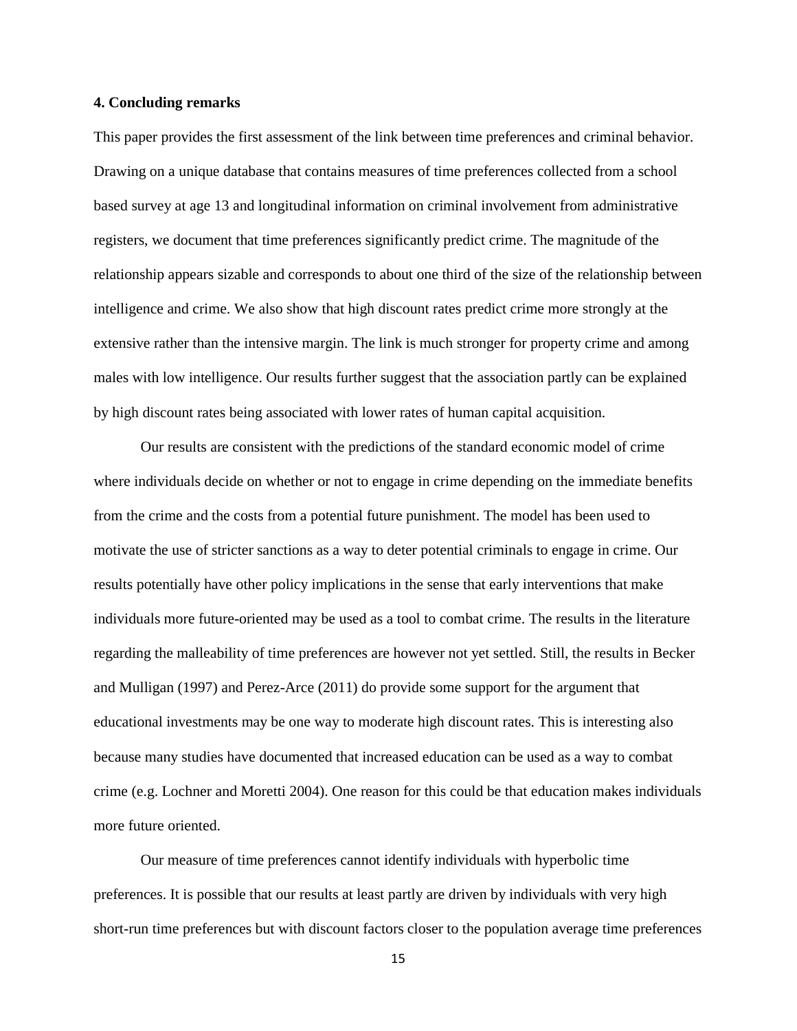## 4. Concluding remarks

This paper provides the first assessment of the link between time preferences and criminal behavior. Drawing on a unique database that contains measures of time preferences collected from a school based survey at age 13 and longitudinal information on criminal involvement from administrative registers, we document that time preferences significantly predict crime. The magnitude of the relationship appears sizable and corresponds to about one third of the size of the relationship between intelligence and crime. We also show that high discount rates predict crime more strongly at the extensive rather than the intensive margin. The link is much stronger for property crime and among males with low intelligence. Our results further suggest that the association partly can be explained by high discount rates being associated with lower rates of human capital acquisition.

Our results are consistent with the predictions of the standard economic model of crime where individuals decide on whether or not to engage in crime depending on the immediate benefits from the crime and the costs from a potential future punishment. The model has been used to motivate the use of stricter sanctions as a way to deter potential criminals to engage in crime. Our results potentially have other policy implications in the sense that early interventions that make individuals more future-oriented may be used as a tool to combat crime. The results in the literature regarding the malleability of time preferences are however not yet settled. Still, the results in Becker and Mulligan (1997) and Perez-Arce (2011) do provide some support for the argument that educational investments may be one way to moderate high discount rates. This is interesting also because many studies have documented that increased education can be used as a way to combat crime (e.g. Lochner and Moretti 2004). One reason for this could be that education makes individuals more future oriented.

Our measure of time preferences cannot identify individuals with hyperbolic time preferences. It is possible that our results at least partly are driven by individuals with very high short-run time preferences but with discount factors closer to the population average time preferences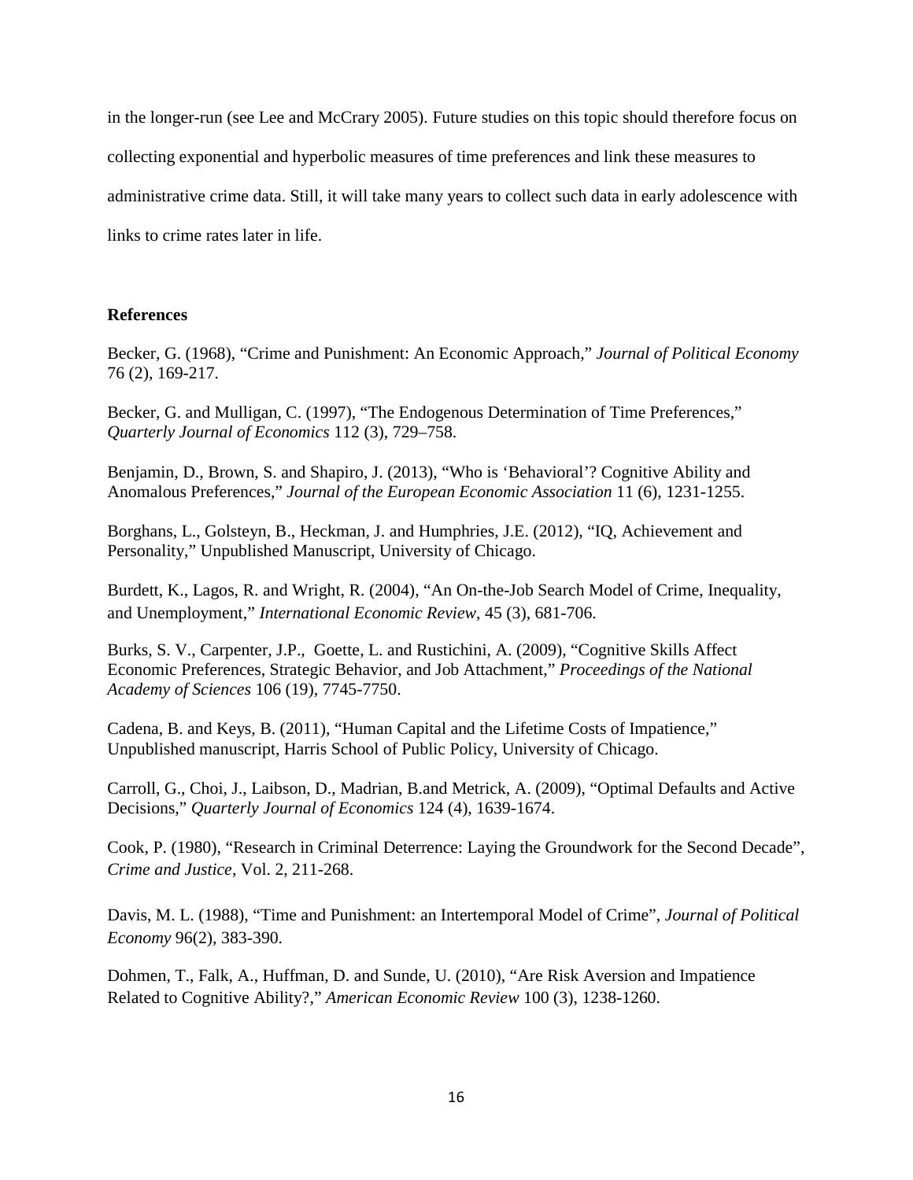in the longer-run (see Lee and McCrary 2005). Future studies on this topic should therefore focus on collecting exponential and hyperbolic measures of time preferences and link these measures to administrative crime data. Still, it will take many years to collect such data in early adolescence with links to crime rates later in life.

**References**

Becker, G. (1968), "Crime and Punishment: An Economic Approach," *Journal of Political Economy* 76 (2), 169-217.

Becker, G. and Mulligan, C. (1997), "The Endogenous Determination of Time Preferences," *Quarterly Journal of Economics* 112 (3), 729–758.

Benjamin, D., Brown, S. and Shapiro, J. (2013), "Who is 'Behavioral'? Cognitive Ability and Anomalous Preferences," *Journal of the European Economic Association* 11 (6), 1231-1255.

Borghans, L., Golsteyn, B., Heckman, J. and Humphries, J.E. (2012), "IQ, Achievement and Personality," Unpublished Manuscript, University of Chicago.

Burdett, K., Lagos, R. and Wright, R. (2004), "An On-the-Job Search Model of Crime, Inequality, and Unemployment," *International Economic Review*, 45 (3), 681-706.

Burks, S. V., Carpenter, J.P., Goette, L. and Rustichini, A. (2009), "Cognitive Skills Affect Economic Preferences, Strategic Behavior, and Job Attachment," *Proceedings of the National Academy of Sciences* 106 (19), 7745-7750.

Cadena, B. and Keys, B. (2011), "Human Capital and the Lifetime Costs of Impatience," Unpublished manuscript, Harris School of Public Policy, University of Chicago.

Carroll, G., Choi, J., Laibson, D., Madrian, B.and Metrick, A. (2009), "Optimal Defaults and Active Decisions," *Quarterly Journal of Economics* 124 (4), 1639-1674.

Cook, P. (1980), "Research in Criminal Deterrence: Laying the Groundwork for the Second Decade", *Crime and Justice*, Vol. 2, 211-268.

Davis, M. L. (1988), "Time and Punishment: an Intertemporal Model of Crime", *Journal of Political Economy* 96(2), 383-390.

Dohmen, T., Falk, A., Huffman, D. and Sunde, U. (2010), "Are Risk Aversion and Impatience Related to Cognitive Ability?," *American Economic Review* 100 (3), 1238-1260.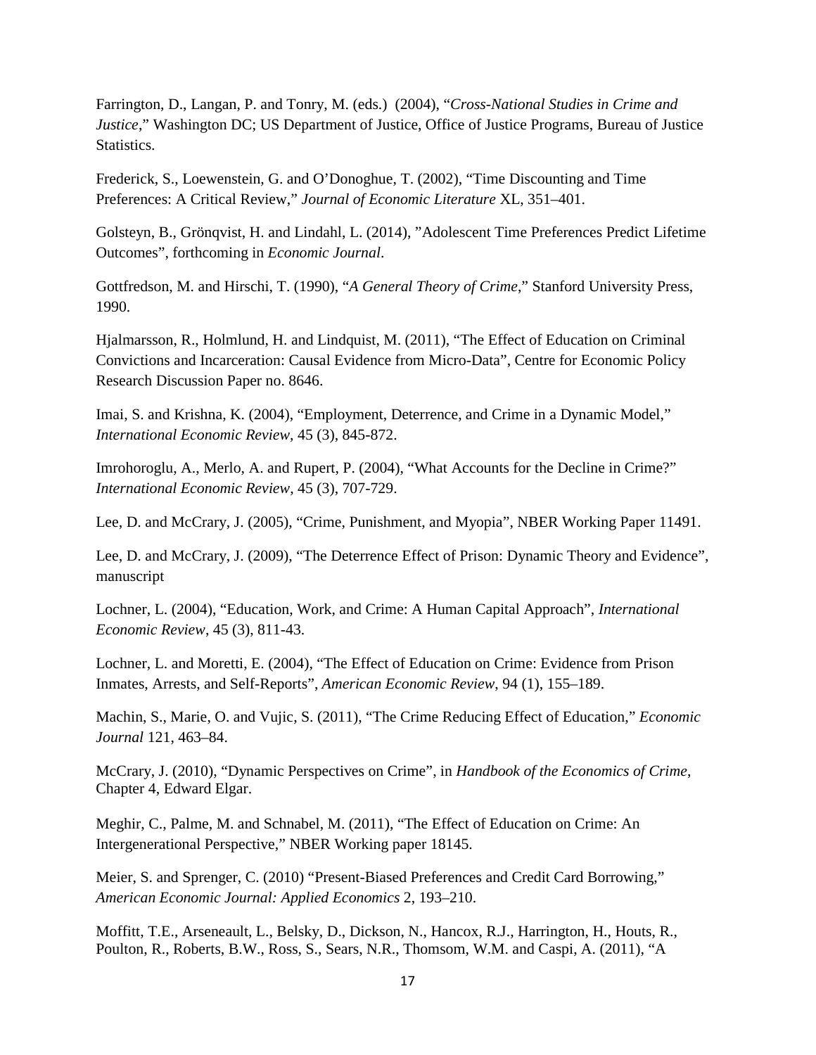Farrington, D., Langan, P. and Tonry, M. (eds.) (2004), "*Cross-National Studies in Crime and Justice*," Washington DC; US Department of Justice, Office of Justice Programs, Bureau of Justice Statistics.

Frederick, S., Loewenstein, G. and O'Donoghue, T. (2002), "Time Discounting and Time Preferences: A Critical Review," *Journal of Economic Literature* XL, 351–401.

Golsteyn, B., Grönqvist, H. and Lindahl, L. (2014), "Adolescent Time Preferences Predict Lifetime Outcomes", forthcoming in *Economic Journal*.

Gottfredson, M. and Hirschi, T. (1990), "*A General Theory of Crime*," Stanford University Press, 1990.

Hjalmarsson, R., Holmlund, H. and Lindquist, M. (2011), "The Effect of Education on Criminal Convictions and Incarceration: Causal Evidence from Micro-Data", Centre for Economic Policy Research Discussion Paper no. 8646.

Imai, S. and Krishna, K. (2004), "Employment, Deterrence, and Crime in a Dynamic Model," *International Economic Review*, 45 (3), 845-872.

Imrohoroglu, A., Merlo, A. and Rupert, P. (2004), "What Accounts for the Decline in Crime?" *International Economic Review*, 45 (3), 707-729.

Lee, D. and McCrary, J. (2005), "Crime, Punishment, and Myopia", NBER Working Paper 11491.

Lee, D. and McCrary, J. (2009), "The Deterrence Effect of Prison: Dynamic Theory and Evidence", manuscript

Lochner, L. (2004), "Education, Work, and Crime: A Human Capital Approach", *International Economic Review*, 45 (3), 811-43.

Lochner, L. and Moretti, E. (2004), "The Effect of Education on Crime: Evidence from Prison Inmates, Arrests, and Self-Reports", *American Economic Review*, 94 (1), 155–189.

Machin, S., Marie, O. and Vujic, S. (2011), "The Crime Reducing Effect of Education," *Economic Journal* 121, 463–84.

McCrary, J. (2010), "Dynamic Perspectives on Crime", in *Handbook of the Economics of Crime*, Chapter 4, Edward Elgar.

Meghir, C., Palme, M. and Schnabel, M. (2011), "The Effect of Education on Crime: An Intergenerational Perspective," NBER Working paper 18145.

Meier, S. and Sprenger, C. (2010) "Present-Biased Preferences and Credit Card Borrowing," *American Economic Journal: Applied Economics* 2, 193–210.

Moffitt, T.E., Arseneault, L., Belsky, D., Dickson, N., Hancox, R.J., Harrington, H., Houts, R., Poulton, R., Roberts, B.W., Ross, S., Sears, N.R., Thomsom, W.M. and Caspi, A. (2011), "A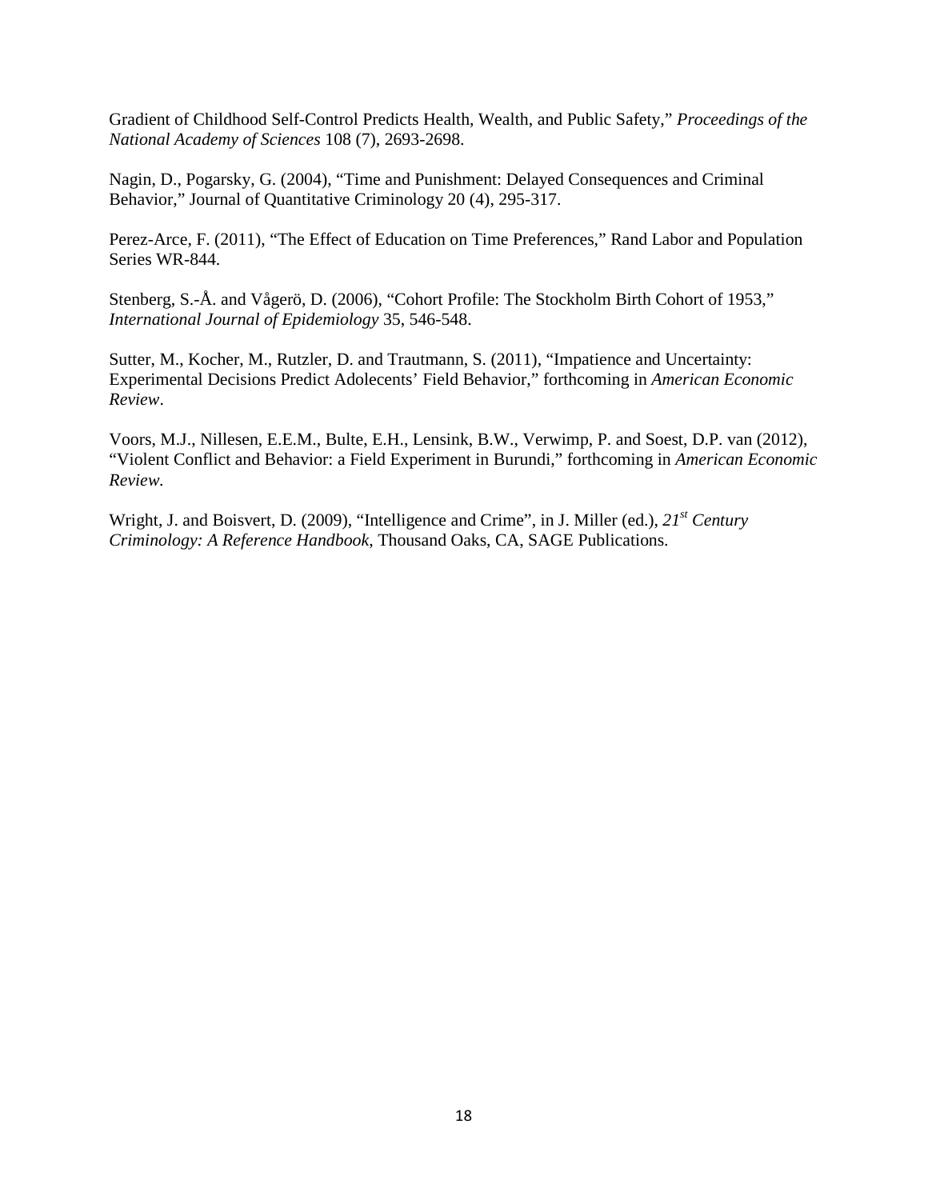Gradient of Childhood Self-Control Predicts Health, Wealth, and Public Safety," *Proceedings of the National Academy of Sciences* 108 (7), 2693-2698.

Nagin, D., Pogarsky, G. (2004), "Time and Punishment: Delayed Consequences and Criminal Behavior," Journal of Quantitative Criminology 20 (4), 295-317.

Perez-Arce, F. (2011), "The Effect of Education on Time Preferences," Rand Labor and Population Series WR-844.

Stenberg, S.-Å. and Vågerö, D. (2006), "Cohort Profile: The Stockholm Birth Cohort of 1953," *International Journal of Epidemiology* 35, 546-548.

Sutter, M., Kocher, M., Rutzler, D. and Trautmann, S. (2011), "Impatience and Uncertainty: Experimental Decisions Predict Adolecents' Field Behavior," forthcoming in *American Economic Review*.

Voors, M.J., Nillesen, E.E.M., Bulte, E.H., Lensink, B.W., Verwimp, P. and Soest, D.P. van (2012), "Violent Conflict and Behavior: a Field Experiment in Burundi," forthcoming in *American Economic Review.*

Wright, J. and Boisvert, D. (2009), "Intelligence and Crime", in J. Miller (ed.), *21st Century Criminology: A Reference Handbook*, Thousand Oaks, CA, SAGE Publications.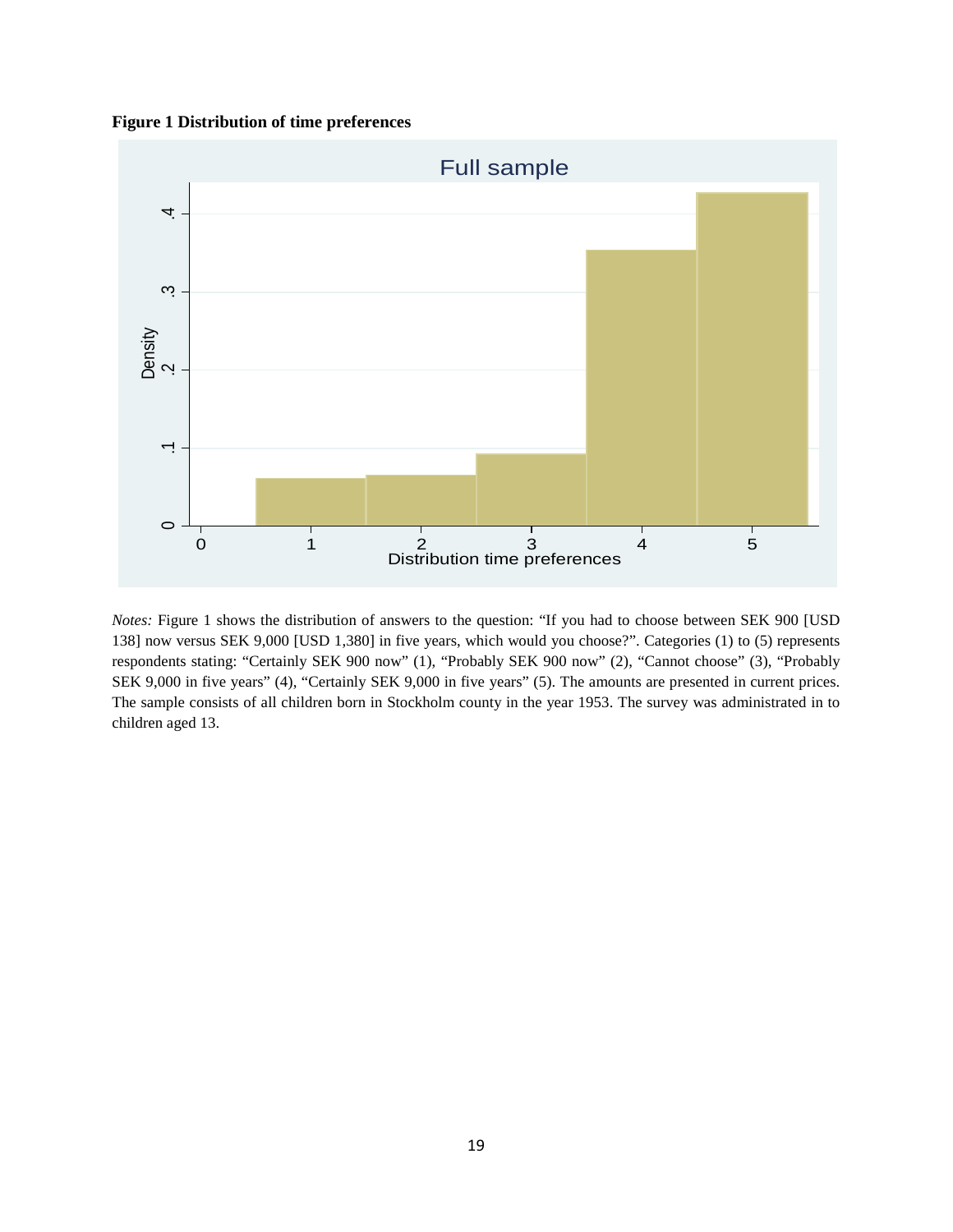**Figure 1 Distribution of time preferences**

*Notes:* Figure 1 shows the distribution of answers to the question: "If you had to choose between SEK 900 [USD 138] now versus SEK 9,000 [USD 1,380] in five years, which would you choose?". Categories (1) to (5) represents respondents stating: "Certainly SEK 900 now" (1), "Probably SEK 900 now" (2), "Cannot choose" (3), "Probably SEK 9,000 in five years" (4), "Certainly SEK 9,000 in five years" (5). The amounts are presented in current prices. The sample consists of all children born in Stockholm county in the year 1953. The survey was administrated in to children aged 13.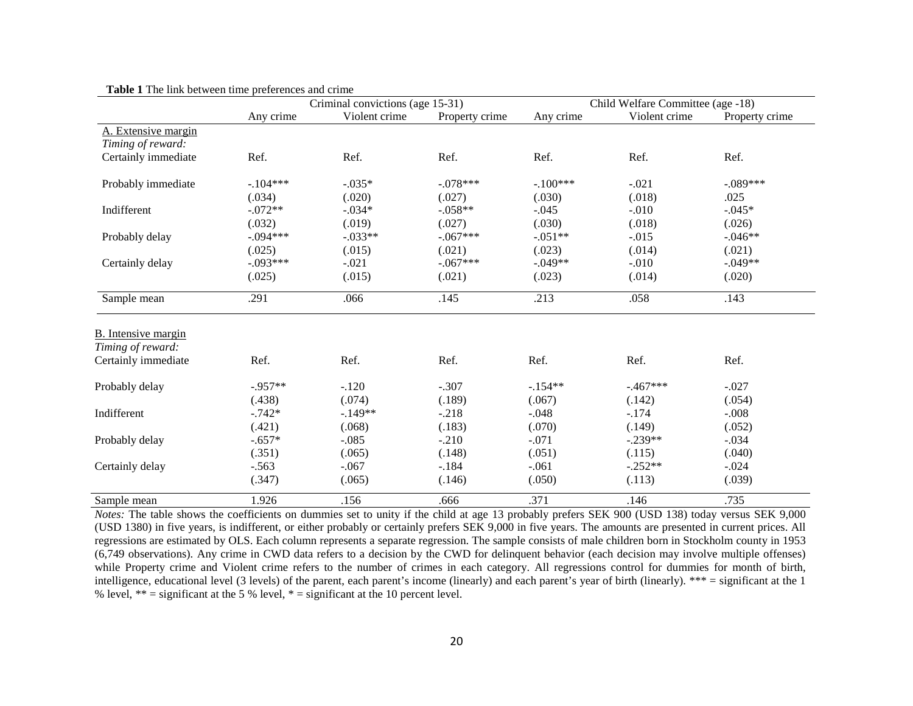**Table 1** The link between time preferences and crime

| | Criminal convictions (age 15-31) | | | Child Welfare Committee (age -18) | | |
|---|---|---|---|---|---|---|
| | Any crime | Violent crime | Property crime | Any crime | Violent crime | Property crime |
| A. Extensive margin | | | | | | |
| *Timing of reward:* | | | | | | |
| Certainly immediate | Ref. | Ref. | Ref. | Ref. | Ref. | Ref. |
| Probably immediate | -.104*** | -.035* | -.078*** | -.100*** | -.021 | -.089*** |
| | (.034) | (.020) | (.027) | (.030) | (.018) | .025 |
| Indifferent | -.072** | -.034* | -.058** | -.045 | -.010 | -.045* |
| | (.032) | (.019) | (.027) | (.030) | (.018) | (.026) |
| Probably delay | -.094*** | -.033** | -.067*** | -.051** | -.015 | -.046** |
| | (.025) | (.015) | (.021) | (.023) | (.014) | (.021) |
| Certainly delay | -.093*** | -.021 | -.067*** | -.049** | -.010 | -.049** |
| | (.025) | (.015) | (.021) | (.023) | (.014) | (.020) |
| Sample mean | .291 | .066 | .145 | .213 | .058 | .143 |
| B. Intensive margin | | | | | | |
| *Timing of reward:* | | | | | | |
| Certainly immediate | Ref. | Ref. | Ref. | Ref. | Ref. | Ref. |
| Probably delay | -.957** | -.120 | -.307 | -.154** | -.467*** | -.027 |
| | (.438) | (.074) | (.189) | (.067) | (.142) | (.054) |
| Indifferent | -.742* | -.149** | -.218 | -.048 | -.174 | -.008 |
| | (.421) | (.068) | (.183) | (.070) | (.149) | (.052) |
| Probably delay | -.657* | -.085 | -.210 | -.071 | -.239** | -.034 |
| | (.351) | (.065) | (.148) | (.051) | (.115) | (.040) |
| Certainly delay | -.563 | -.067 | -.184 | -.061 | -.252** | -.024 |
| | (.347) | (.065) | (.146) | (.050) | (.113) | (.039) |
| Sample mean | 1.926 | .156 | .666 | .371 | .146 | .735 |

*Notes:* The table shows the coefficients on dummies set to unity if the child at age 13 probably prefers SEK 900 (USD 138) today versus SEK 9,000 (USD 1380) in five years, is indifferent, or either probably or certainly prefers SEK 9,000 in five years. The amounts are presented in current prices. All regressions are estimated by OLS. Each column represents a separate regression. The sample consists of male children born in Stockholm county in 1953 (6,749 observations). Any crime in CWD data refers to a decision by the CWD for delinquent behavior (each decision may involve multiple offenses) while Property crime and Violent crime refers to the number of crimes in each category. All regressions control for dummies for month of birth, intelligence, educational level (3 levels) of the parent, each parent's income (linearly) and each parent's year of birth (linearly). *** = significant at the 1 % level, ** = significant at the 5 % level, * = significant at the 10 percent level.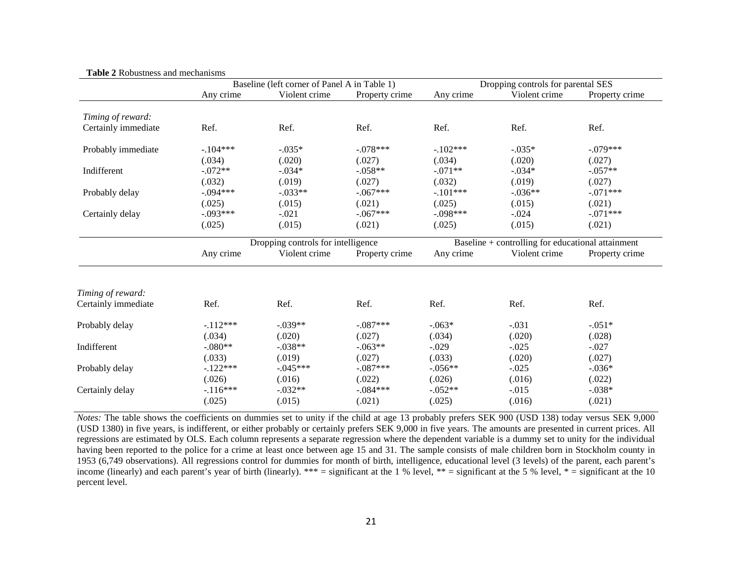**Table 2** Robustness and mechanisms

| | Baseline (left corner of Panel A in Table 1) | | | Dropping controls for parental SES | | |
|---|---|---|---|---|---|---|
| | Any crime | Violent crime | Property crime | Any crime | Violent crime | Property crime |
| *Timing of reward:* | | | | | | |
| Certainly immediate | Ref. | Ref. | Ref. | Ref. | Ref. | Ref. |
| Probably immediate | -.104*** | -.035* | -.078*** | -.102*** | -.035* | -.079*** |
| | (.034) | (.020) | (.027) | (.034) | (.020) | (.027) |
| Indifferent | -.072** | -.034* | -.058** | -.071** | -.034* | -.057** |
| | (.032) | (.019) | (.027) | (.032) | (.019) | (.027) |
| Probably delay | -.094*** | -.033** | -.067*** | -.101*** | -.036** | -.071*** |
| | (.025) | (.015) | (.021) | (.025) | (.015) | (.021) |
| Certainly delay | -.093*** | -.021 | -.067*** | -.098*** | -.024 | -.071*** |
| | (.025) | (.015) | (.021) | (.025) | (.015) | (.021) |

| | Dropping controls for intelligence | | | Baseline + controlling for educational attainment | | |
|---|---|---|---|---|---|---|
| | Any crime | Violent crime | Property crime | Any crime | Violent crime | Property crime |
| *Timing of reward:* | | | | | | |
| Certainly immediate | Ref. | Ref. | Ref. | Ref. | Ref. | Ref. |
| Probably delay | -.112*** | -.039** | -.087*** | -.063* | -.031 | -.051* |
| | (.034) | (.020) | (.027) | (.034) | (.020) | (.028) |
| Indifferent | -.080** | -.038** | -.063** | -.029 | -.025 | -.027 |
| | (.033) | (.019) | (.027) | (.033) | (.020) | (.027) |
| Probably delay | -.122*** | -.045*** | -.087*** | -.056** | -.025 | -.036* |
| | (.026) | (.016) | (.022) | (.026) | (.016) | (.022) |
| Certainly delay | -.116*** | -.032** | -.084*** | -.052** | -.015 | -.038* |
| | (.025) | (.015) | (.021) | (.025) | (.016) | (.021) |

*Notes:* The table shows the coefficients on dummies set to unity if the child at age 13 probably prefers SEK 900 (USD 138) today versus SEK 9,000 (USD 1380) in five years, is indifferent, or either probably or certainly prefers SEK 9,000 in five years. The amounts are presented in current prices. All regressions are estimated by OLS. Each column represents a separate regression where the dependent variable is a dummy set to unity for the individual having been reported to the police for a crime at least once between age 15 and 31. The sample consists of male children born in Stockholm county in 1953 (6,749 observations). All regressions control for dummies for month of birth, intelligence, educational level (3 levels) of the parent, each parent's income (linearly) and each parent's year of birth (linearly). *** = significant at the 1 % level, ** = significant at the 5 % level, * = significant at the 10 percent level.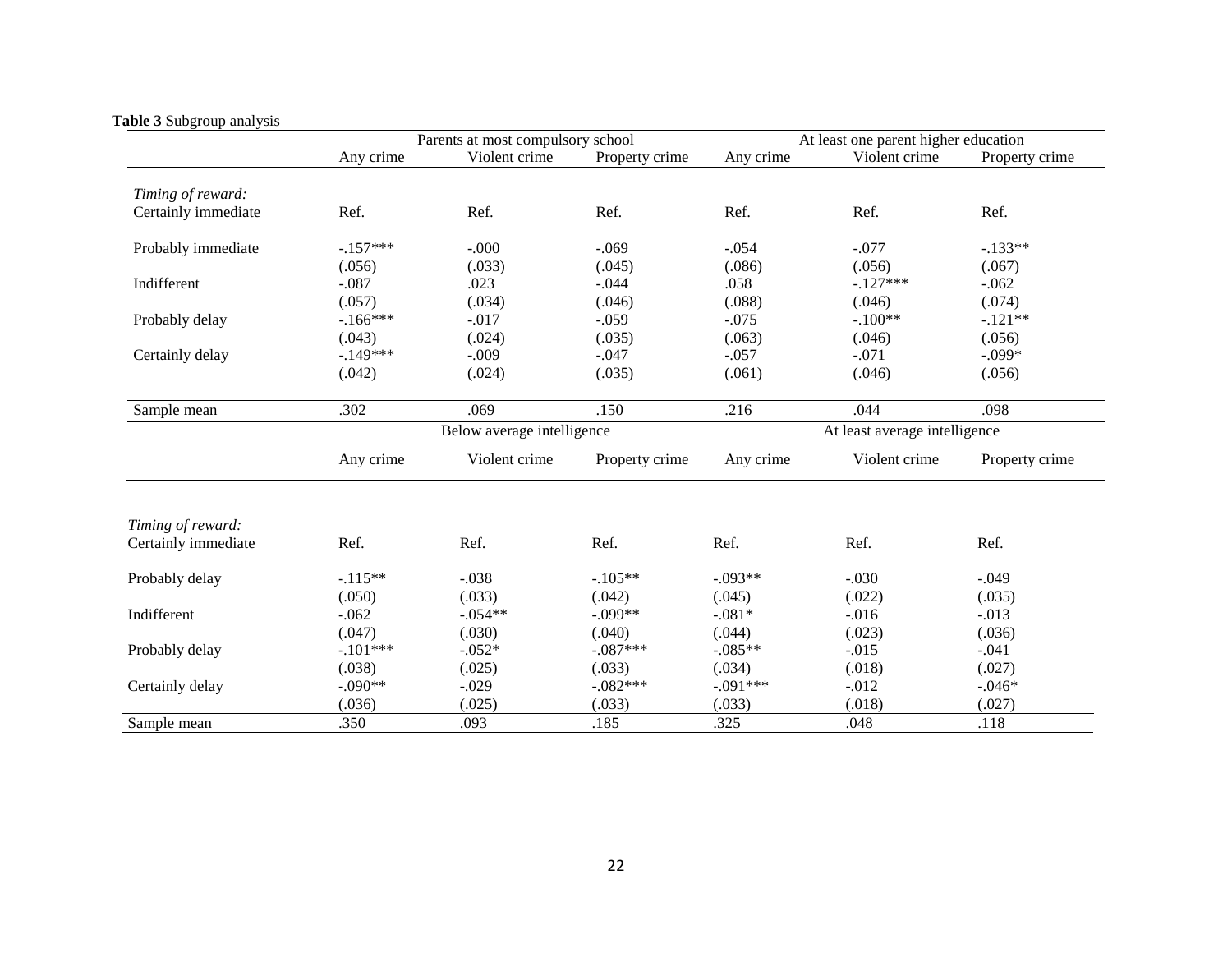**Table 3** Subgroup analysis

| | Parents at most compulsory school | | | At least one parent higher education | | |
|---|---|---|---|---|---|---|
| | Any crime | Violent crime | Property crime | Any crime | Violent crime | Property crime |
| *Timing of reward:* | | | | | | |
| Certainly immediate | Ref. | Ref. | Ref. | Ref. | Ref. | Ref. |
| Probably immediate | -.157*** | -.000 | -.069 | -.054 | -.077 | -.133** |
| | (.056) | (.033) | (.045) | (.086) | (.056) | (.067) |
| Indifferent | -.087 | .023 | -.044 | .058 | -.127*** | -.062 |
| | (.057) | (.034) | (.046) | (.088) | (.046) | (.074) |
| Probably delay | -.166*** | -.017 | -.059 | -.075 | -.100** | -.121** |
| | (.043) | (.024) | (.035) | (.063) | (.046) | (.056) |
| Certainly delay | -.149*** | -.009 | -.047 | -.057 | -.071 | -.099* |
| | (.042) | (.024) | (.035) | (.061) | (.046) | (.056) |
| Sample mean | .302 | .069 | .150 | .216 | .044 | .098 |

| | Below average intelligence | | | At least average intelligence | | |
|---|---|---|---|---|---|---|
| | Any crime | Violent crime | Property crime | Any crime | Violent crime | Property crime |
| *Timing of reward:* | | | | | | |
| Certainly immediate | Ref. | Ref. | Ref. | Ref. | Ref. | Ref. |
| Probably delay | -.115** | -.038 | -.105** | -.093** | -.030 | -.049 |
| | (.050) | (.033) | (.042) | (.045) | (.022) | (.035) |
| Indifferent | -.062 | -.054** | -.099** | -.081* | -.016 | -.013 |
| | (.047) | (.030) | (.040) | (.044) | (.023) | (.036) |
| Probably delay | -.101*** | -.052* | -.087*** | -.085** | -.015 | -.041 |
| | (.038) | (.025) | (.033) | (.034) | (.018) | (.027) |
| Certainly delay | -.090** | -.029 | -.082*** | -.091*** | -.012 | -.046* |
| | (.036) | (.025) | (.033) | (.033) | (.018) | (.027) |
| Sample mean | .350 | .093 | .185 | .325 | .048 | .118 |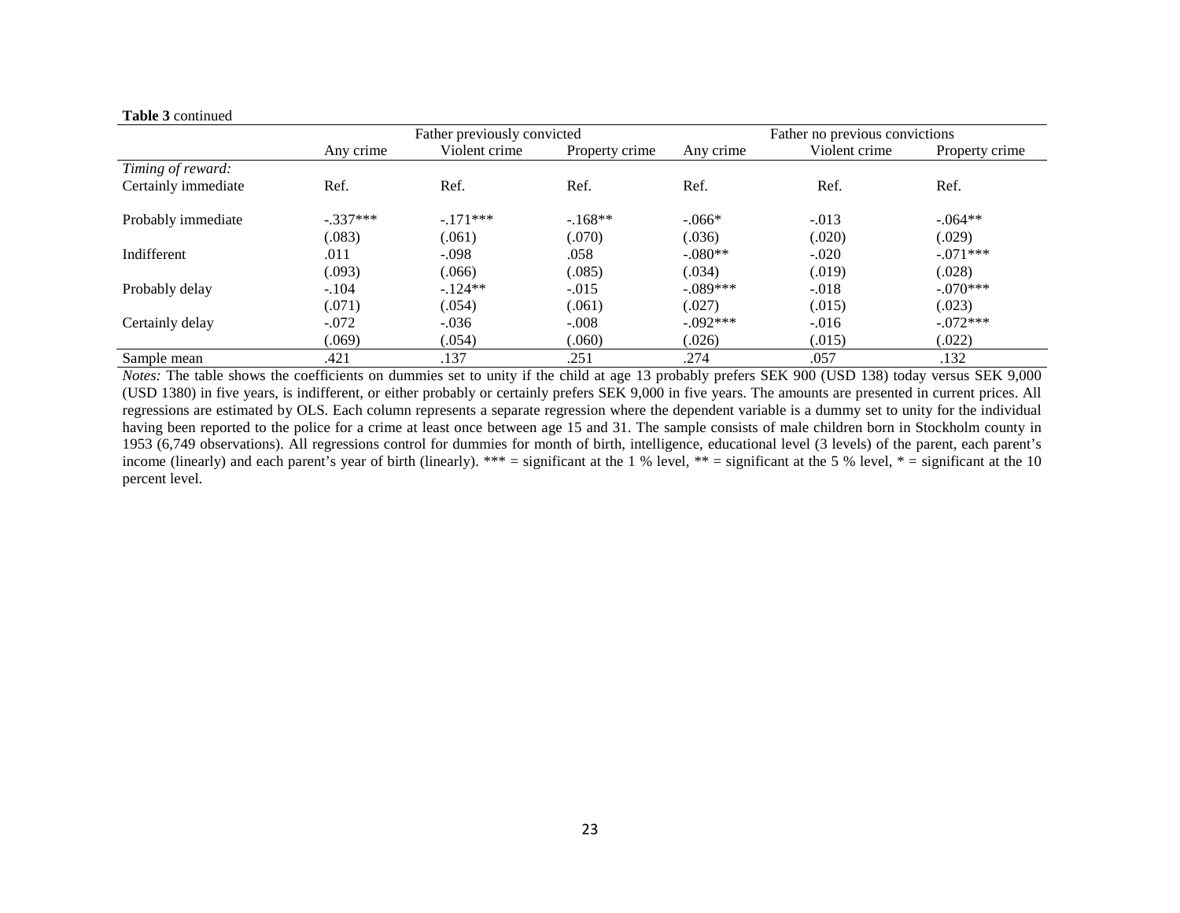**Table 3** continued

| | Father previously convicted | | | Father no previous convictions | | |
|---|---|---|---|---|---|---|
| | Any crime | Violent crime | Property crime | Any crime | Violent crime | Property crime |
| *Timing of reward:* | | | | | | |
| Certainly immediate | Ref. | Ref. | Ref. | Ref. | Ref. | Ref. |
| Probably immediate | -.337*** | -.171*** | -.168** | -.066* | -.013 | -.064** |
| | (.083) | (.061) | (.070) | (.036) | (.020) | (.029) |
| Indifferent | .011 | -.098 | .058 | -.080** | -.020 | -.071*** |
| | (.093) | (.066) | (.085) | (.034) | (.019) | (.028) |
| Probably delay | -.104 | -.124** | -.015 | -.089*** | -.018 | -.070*** |
| | (.071) | (.054) | (.061) | (.027) | (.015) | (.023) |
| Certainly delay | -.072 | -.036 | -.008 | -.092*** | -.016 | -.072*** |
| | (.069) | (.054) | (.060) | (.026) | (.015) | (.022) |
| Sample mean | .421 | .137 | .251 | .274 | .057 | .132 |

*Notes:* The table shows the coefficients on dummies set to unity if the child at age 13 probably prefers SEK 900 (USD 138) today versus SEK 9,000 (USD 1380) in five years, is indifferent, or either probably or certainly prefers SEK 9,000 in five years. The amounts are presented in current prices. All regressions are estimated by OLS. Each column represents a separate regression where the dependent variable is a dummy set to unity for the individual having been reported to the police for a crime at least once between age 15 and 31. The sample consists of male children born in Stockholm county in 1953 (6,749 observations). All regressions control for dummies for month of birth, intelligence, educational level (3 levels) of the parent, each parent's income (linearly) and each parent's year of birth (linearly). *** = significant at the 1 % level, ** = significant at the 5 % level, * = significant at the 10 percent level.